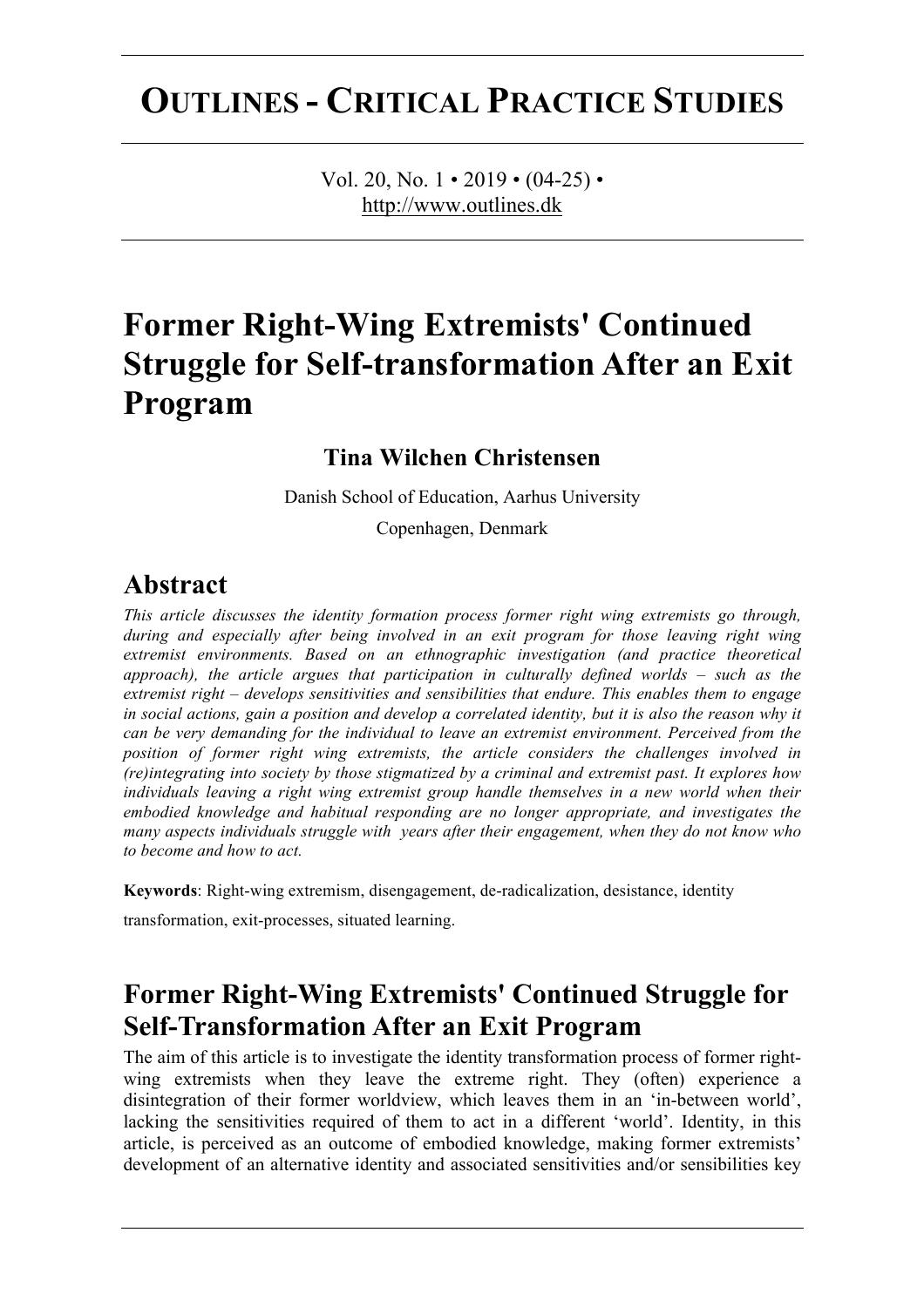# OUTLINES - CRITICAL PRACTICE STUDIES

# Former Right-Wing Extremists' Continued Struggle for Self-transformation After an Exit Program

**Tina Wilchen Christensen**

Danish School of Education, Aarhus University

Copenhagen, Denmark

## Abstract

*This article discusses the identity formation process former right wing extremists go through, during and especially after being involved in an exit program for those leaving right wing extremist environments. Based on an ethnographic investigation (and practice theoretical approach), the article argues that participation in culturally defined worlds – such as the extremist right – develops sensitivities and sensibilities that endure. This enables them to engage in social actions, gain a position and develop a correlated identity, but it is also the reason why it can be very demanding for the individual to leave an extremist environment. Perceived from the position of former right wing extremists, the article considers the challenges involved in (re)integrating into society by those stigmatized by a criminal and extremist past. It explores how individuals leaving a right wing extremist group handle themselves in a new world when their embodied knowledge and habitual responding are no longer appropriate, and investigates the many aspects individuals struggle with years after their engagement, when they do not know who to become and how to act.*

**Keywords**: Right-wing extremism, disengagement, de-radicalization, desistance, identity transformation, exit-processes, situated learning.

## Former Right-Wing Extremists' Continued Struggle for Self-Transformation After an Exit Program

The aim of this article is to investigate the identity transformation process of former right-wing extremists when they leave the extreme right. They (often) experience a disintegration of their former worldview, which leaves them in an 'in-between world', lacking the sensitivities required of them to act in a different 'world'. Identity, in this article, is perceived as an outcome of embodied knowledge, making former extremists' development of an alternative identity and associated sensitivities and/or sensibilities key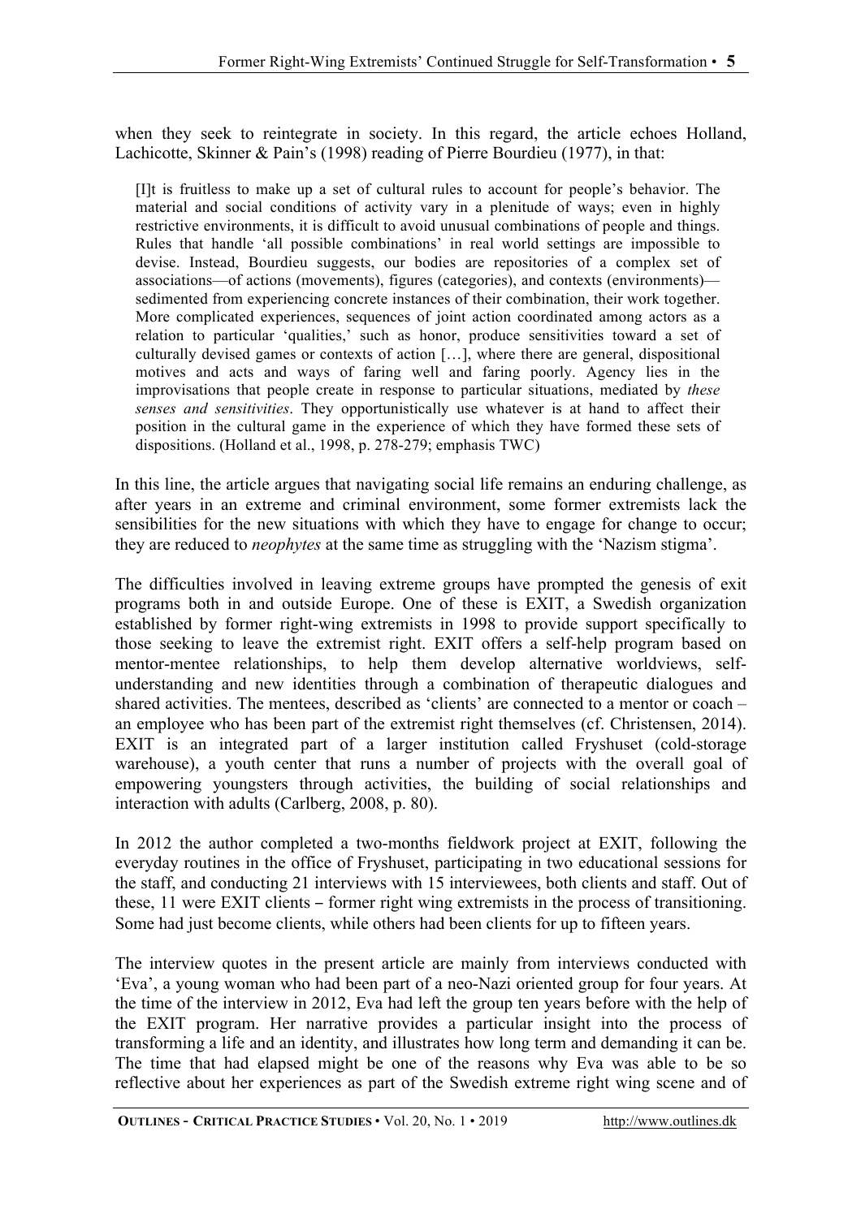when they seek to reintegrate in society. In this regard, the article echoes Holland, Lachicotte, Skinner & Pain's (1998) reading of Pierre Bourdieu (1977), in that:

> [I]t is fruitless to make up a set of cultural rules to account for people's behavior. The material and social conditions of activity vary in a plenitude of ways; even in highly restrictive environments, it is difficult to avoid unusual combinations of people and things. Rules that handle 'all possible combinations' in real world settings are impossible to devise. Instead, Bourdieu suggests, our bodies are repositories of a complex set of associations—of actions (movements), figures (categories), and contexts (environments)—sedimented from experiencing concrete instances of their combination, their work together. More complicated experiences, sequences of joint action coordinated among actors as a relation to particular 'qualities,' such as honor, produce sensitivities toward a set of culturally devised games or contexts of action […], where there are general, dispositional motives and acts and ways of faring well and faring poorly. Agency lies in the improvisations that people create in response to particular situations, mediated by *these senses and sensitivities*. They opportunistically use whatever is at hand to affect their position in the cultural game in the experience of which they have formed these sets of dispositions. (Holland et al., 1998, p. 278-279; emphasis TWC)

In this line, the article argues that navigating social life remains an enduring challenge, as after years in an extreme and criminal environment, some former extremists lack the sensibilities for the new situations with which they have to engage for change to occur; they are reduced to *neophytes* at the same time as struggling with the 'Nazism stigma'.

The difficulties involved in leaving extreme groups have prompted the genesis of exit programs both in and outside Europe. One of these is EXIT, a Swedish organization established by former right-wing extremists in 1998 to provide support specifically to those seeking to leave the extremist right. EXIT offers a self-help program based on mentor-mentee relationships, to help them develop alternative worldviews, self-understanding and new identities through a combination of therapeutic dialogues and shared activities. The mentees, described as 'clients' are connected to a mentor or coach – an employee who has been part of the extremist right themselves (cf. Christensen, 2014). EXIT is an integrated part of a larger institution called Fryshuset (cold-storage warehouse), a youth center that runs a number of projects with the overall goal of empowering youngsters through activities, the building of social relationships and interaction with adults (Carlberg, 2008, p. 80).

In 2012 the author completed a two-months fieldwork project at EXIT, following the everyday routines in the office of Fryshuset, participating in two educational sessions for the staff, and conducting 21 interviews with 15 interviewees, both clients and staff. Out of these, 11 were EXIT clients – former right wing extremists in the process of transitioning. Some had just become clients, while others had been clients for up to fifteen years.

The interview quotes in the present article are mainly from interviews conducted with 'Eva', a young woman who had been part of a neo-Nazi oriented group for four years. At the time of the interview in 2012, Eva had left the group ten years before with the help of the EXIT program. Her narrative provides a particular insight into the process of transforming a life and an identity, and illustrates how long term and demanding it can be. The time that had elapsed might be one of the reasons why Eva was able to be so reflective about her experiences as part of the Swedish extreme right wing scene and of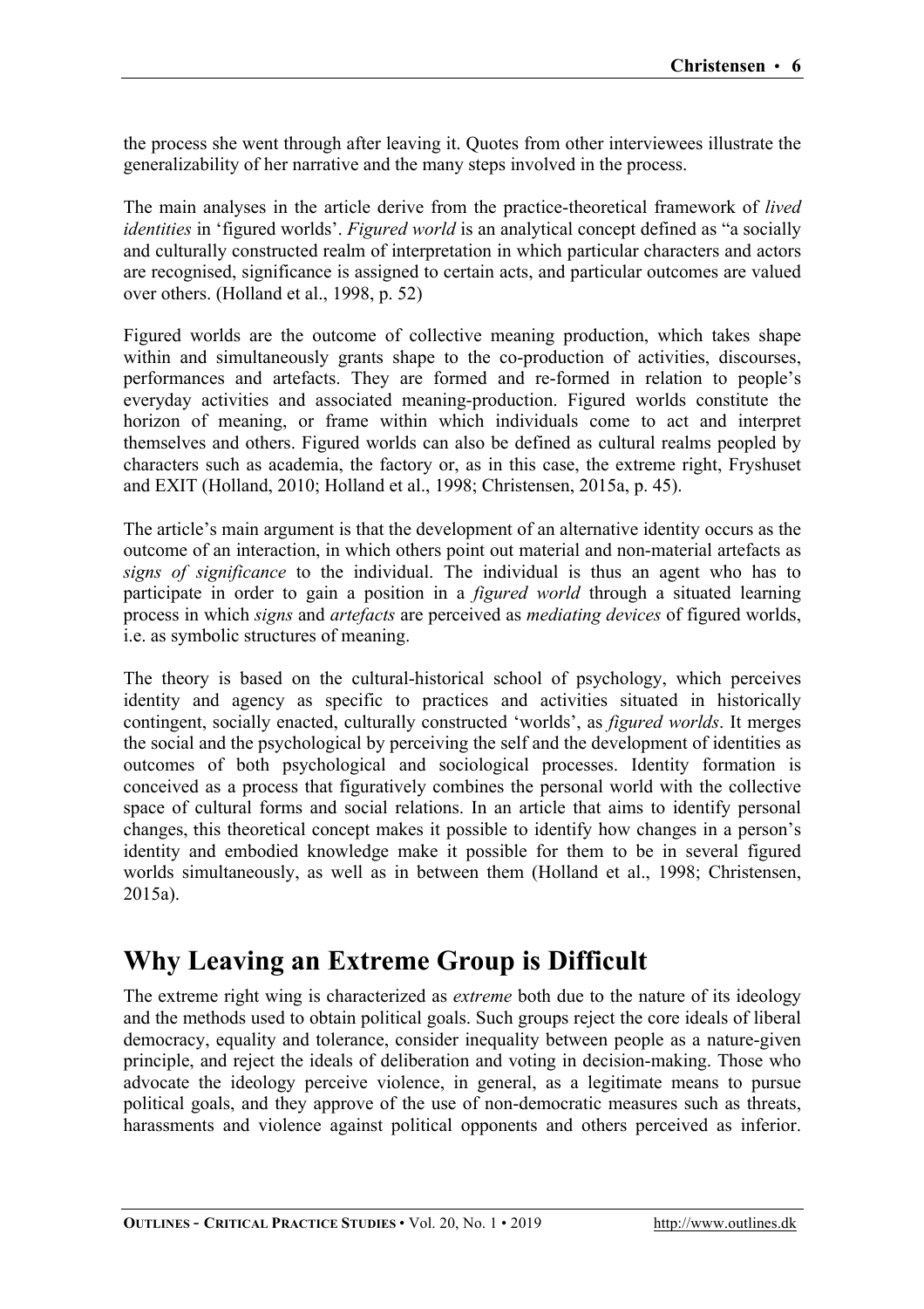the process she went through after leaving it. Quotes from other interviewees illustrate the generalizability of her narrative and the many steps involved in the process.

The main analyses in the article derive from the practice-theoretical framework of *lived identities* in 'figured worlds'. *Figured world* is an analytical concept defined as "a socially and culturally constructed realm of interpretation in which particular characters and actors are recognised, significance is assigned to certain acts, and particular outcomes are valued over others. (Holland et al., 1998, p. 52)

Figured worlds are the outcome of collective meaning production, which takes shape within and simultaneously grants shape to the co-production of activities, discourses, performances and artefacts. They are formed and re-formed in relation to people's everyday activities and associated meaning-production. Figured worlds constitute the horizon of meaning, or frame within which individuals come to act and interpret themselves and others. Figured worlds can also be defined as cultural realms peopled by characters such as academia, the factory or, as in this case, the extreme right, Fryshuset and EXIT (Holland, 2010; Holland et al., 1998; Christensen, 2015a, p. 45).

The article's main argument is that the development of an alternative identity occurs as the outcome of an interaction, in which others point out material and non-material artefacts as *signs of significance* to the individual. The individual is thus an agent who has to participate in order to gain a position in a *figured world* through a situated learning process in which *signs* and *artefacts* are perceived as *mediating devices* of figured worlds, i.e. as symbolic structures of meaning.

The theory is based on the cultural-historical school of psychology, which perceives identity and agency as specific to practices and activities situated in historically contingent, socially enacted, culturally constructed 'worlds', as *figured worlds*. It merges the social and the psychological by perceiving the self and the development of identities as outcomes of both psychological and sociological processes. Identity formation is conceived as a process that figuratively combines the personal world with the collective space of cultural forms and social relations. In an article that aims to identify personal changes, this theoretical concept makes it possible to identify how changes in a person's identity and embodied knowledge make it possible for them to be in several figured worlds simultaneously, as well as in between them (Holland et al., 1998; Christensen, 2015a).

## Why Leaving an Extreme Group is Difficult

The extreme right wing is characterized as *extreme* both due to the nature of its ideology and the methods used to obtain political goals. Such groups reject the core ideals of liberal democracy, equality and tolerance, consider inequality between people as a nature-given principle, and reject the ideals of deliberation and voting in decision-making. Those who advocate the ideology perceive violence, in general, as a legitimate means to pursue political goals, and they approve of the use of non-democratic measures such as threats, harassments and violence against political opponents and others perceived as inferior.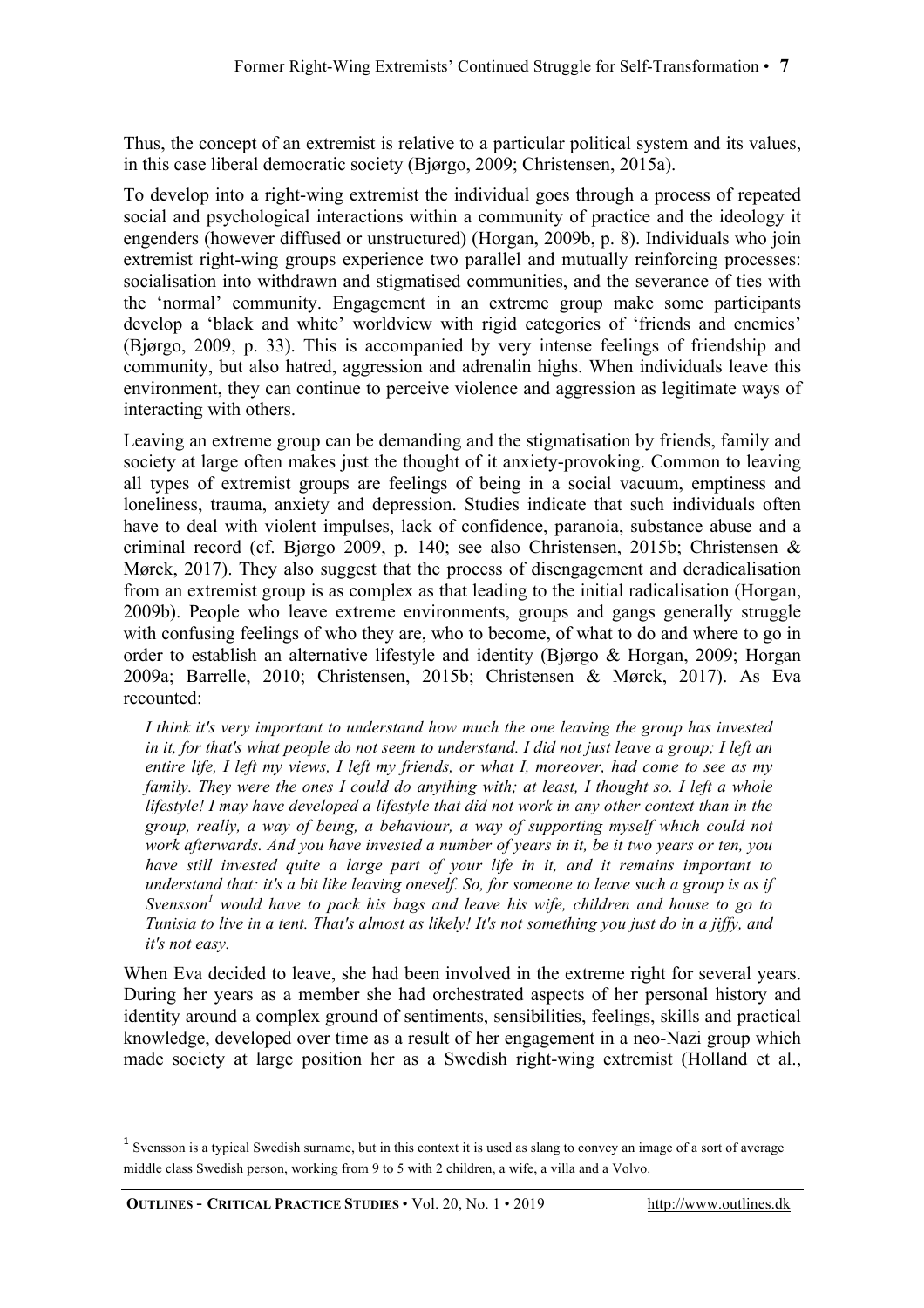Thus, the concept of an extremist is relative to a particular political system and its values, in this case liberal democratic society (Bjørgo, 2009; Christensen, 2015a).

To develop into a right-wing extremist the individual goes through a process of repeated social and psychological interactions within a community of practice and the ideology it engenders (however diffused or unstructured) (Horgan, 2009b, p. 8). Individuals who join extremist right-wing groups experience two parallel and mutually reinforcing processes: socialisation into withdrawn and stigmatised communities, and the severance of ties with the 'normal' community. Engagement in an extreme group make some participants develop a 'black and white' worldview with rigid categories of 'friends and enemies' (Bjørgo, 2009, p. 33). This is accompanied by very intense feelings of friendship and community, but also hatred, aggression and adrenalin highs. When individuals leave this environment, they can continue to perceive violence and aggression as legitimate ways of interacting with others.

Leaving an extreme group can be demanding and the stigmatisation by friends, family and society at large often makes just the thought of it anxiety-provoking. Common to leaving all types of extremist groups are feelings of being in a social vacuum, emptiness and loneliness, trauma, anxiety and depression. Studies indicate that such individuals often have to deal with violent impulses, lack of confidence, paranoia, substance abuse and a criminal record (cf. Bjørgo 2009, p. 140; see also Christensen, 2015b; Christensen & Mørck, 2017). They also suggest that the process of disengagement and deradicalisation from an extremist group is as complex as that leading to the initial radicalisation (Horgan, 2009b). People who leave extreme environments, groups and gangs generally struggle with confusing feelings of who they are, who to become, of what to do and where to go in order to establish an alternative lifestyle and identity (Bjørgo & Horgan, 2009; Horgan 2009a; Barrelle, 2010; Christensen, 2015b; Christensen & Mørck, 2017). As Eva recounted:

> *I think it's very important to understand how much the one leaving the group has invested in it, for that's what people do not seem to understand. I did not just leave a group; I left an entire life, I left my views, I left my friends, or what I, moreover, had come to see as my family. They were the ones I could do anything with; at least, I thought so. I left a whole lifestyle! I may have developed a lifestyle that did not work in any other context than in the group, really, a way of being, a behaviour, a way of supporting myself which could not work afterwards. And you have invested a number of years in it, be it two years or ten, you have still invested quite a large part of your life in it, and it remains important to understand that: it's a bit like leaving oneself. So, for someone to leave such a group is as if Svensson[1] would have to pack his bags and leave his wife, children and house to go to Tunisia to live in a tent. That's almost as likely! It's not something you just do in a jiffy, and it's not easy.*

When Eva decided to leave, she had been involved in the extreme right for several years. During her years as a member she had orchestrated aspects of her personal history and identity around a complex ground of sentiments, sensibilities, feelings, skills and practical knowledge, developed over time as a result of her engagement in a neo-Nazi group which made society at large position her as a Swedish right-wing extremist (Holland et al.,

---

[1] Svensson is a typical Swedish surname, but in this context it is used as slang to convey an image of a sort of average middle class Swedish person, working from 9 to 5 with 2 children, a wife, a villa and a Volvo.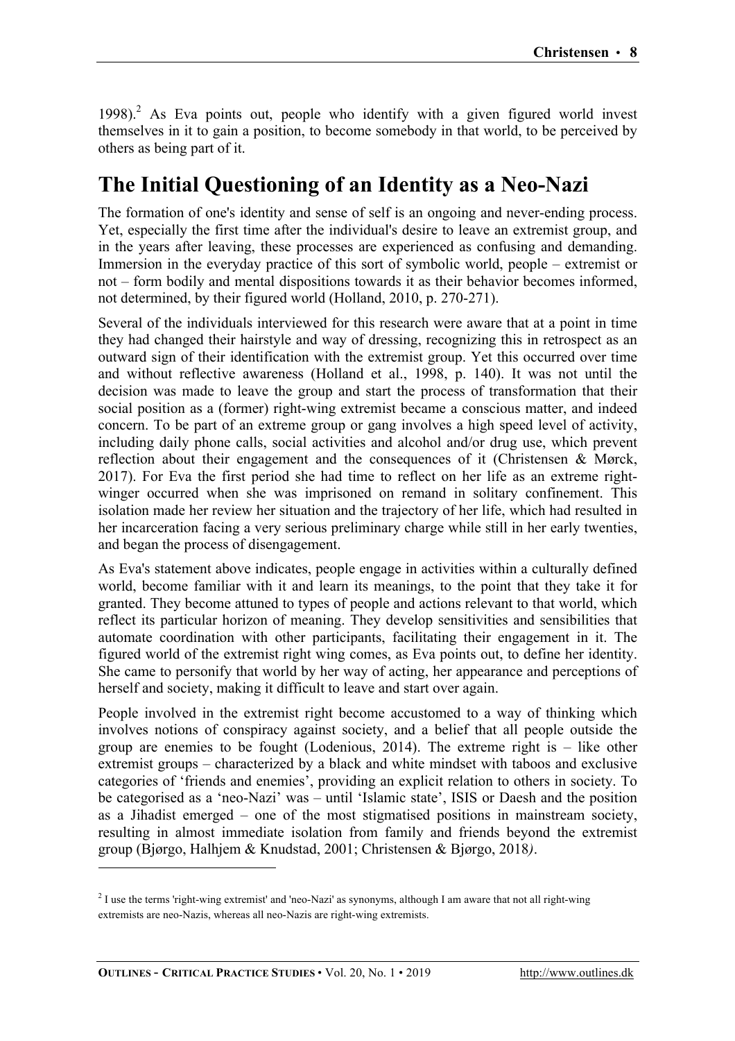1998).[2] As Eva points out, people who identify with a given figured world invest themselves in it to gain a position, to become somebody in that world, to be perceived by others as being part of it.

## The Initial Questioning of an Identity as a Neo-Nazi

The formation of one's identity and sense of self is an ongoing and never-ending process. Yet, especially the first time after the individual's desire to leave an extremist group, and in the years after leaving, these processes are experienced as confusing and demanding. Immersion in the everyday practice of this sort of symbolic world, people – extremist or not – form bodily and mental dispositions towards it as their behavior becomes informed, not determined, by their figured world (Holland, 2010, p. 270-271).

Several of the individuals interviewed for this research were aware that at a point in time they had changed their hairstyle and way of dressing, recognizing this in retrospect as an outward sign of their identification with the extremist group. Yet this occurred over time and without reflective awareness (Holland et al., 1998, p. 140). It was not until the decision was made to leave the group and start the process of transformation that their social position as a (former) right-wing extremist became a conscious matter, and indeed concern. To be part of an extreme group or gang involves a high speed level of activity, including daily phone calls, social activities and alcohol and/or drug use, which prevent reflection about their engagement and the consequences of it (Christensen & Mørck, 2017). For Eva the first period she had time to reflect on her life as an extreme right-winger occurred when she was imprisoned on remand in solitary confinement. This isolation made her review her situation and the trajectory of her life, which had resulted in her incarceration facing a very serious preliminary charge while still in her early twenties, and began the process of disengagement.

As Eva's statement above indicates, people engage in activities within a culturally defined world, become familiar with it and learn its meanings, to the point that they take it for granted. They become attuned to types of people and actions relevant to that world, which reflect its particular horizon of meaning. They develop sensitivities and sensibilities that automate coordination with other participants, facilitating their engagement in it. The figured world of the extremist right wing comes, as Eva points out, to define her identity. She came to personify that world by her way of acting, her appearance and perceptions of herself and society, making it difficult to leave and start over again.

People involved in the extremist right become accustomed to a way of thinking which involves notions of conspiracy against society, and a belief that all people outside the group are enemies to be fought (Lodenious, 2014). The extreme right is – like other extremist groups – characterized by a black and white mindset with taboos and exclusive categories of 'friends and enemies', providing an explicit relation to others in society. To be categorised as a 'neo-Nazi' was – until 'Islamic state', ISIS or Daesh and the position as a Jihadist emerged – one of the most stigmatised positions in mainstream society, resulting in almost immediate isolation from family and friends beyond the extremist group (Bjørgo, Halhjem & Knudstad, 2001; Christensen & Bjørgo, 2018*)*.

---

[2] I use the terms 'right-wing extremist' and 'neo-Nazi' as synonyms, although I am aware that not all right-wing extremists are neo-Nazis, whereas all neo-Nazis are right-wing extremists.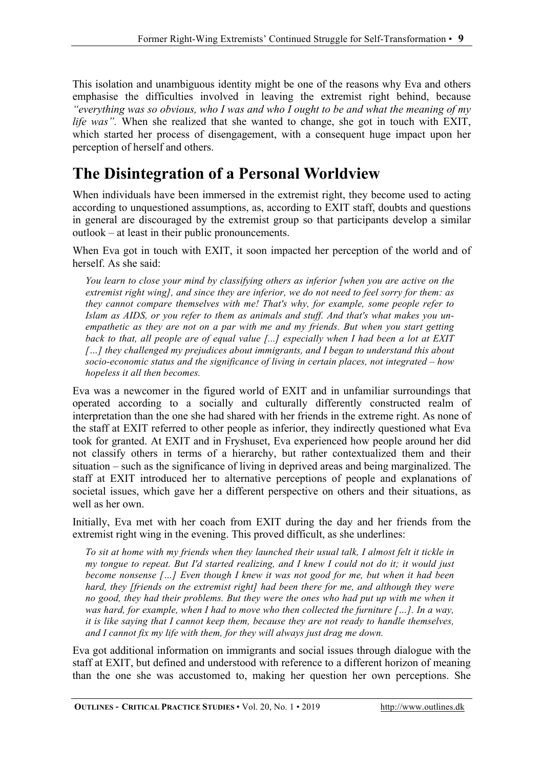This isolation and unambiguous identity might be one of the reasons why Eva and others emphasise the difficulties involved in leaving the extremist right behind, because *"everything was so obvious, who I was and who I ought to be and what the meaning of my life was"*. When she realized that she wanted to change, she got in touch with EXIT, which started her process of disengagement, with a consequent huge impact upon her perception of herself and others.

## The Disintegration of a Personal Worldview

When individuals have been immersed in the extremist right, they become used to acting according to unquestioned assumptions, as, according to EXIT staff, doubts and questions in general are discouraged by the extremist group so that participants develop a similar outlook – at least in their public pronouncements.

When Eva got in touch with EXIT, it soon impacted her perception of the world and of herself. As she said:

> *You learn to close your mind by classifying others as inferior [when you are active on the extremist right wing], and since they are inferior, we do not need to feel sorry for them: as they cannot compare themselves with me! That's why, for example, some people refer to Islam as AIDS, or you refer to them as animals and stuff. And that's what makes you un-empathetic as they are not on a par with me and my friends. But when you start getting back to that, all people are of equal value [...] especially when I had been a lot at EXIT […] they challenged my prejudices about immigrants, and I began to understand this about socio-economic status and the significance of living in certain places, not integrated – how hopeless it all then becomes.*

Eva was a newcomer in the figured world of EXIT and in unfamiliar surroundings that operated according to a socially and culturally differently constructed realm of interpretation than the one she had shared with her friends in the extreme right. As none of the staff at EXIT referred to other people as inferior, they indirectly questioned what Eva took for granted. At EXIT and in Fryshuset, Eva experienced how people around her did not classify others in terms of a hierarchy, but rather contextualized them and their situation – such as the significance of living in deprived areas and being marginalized. The staff at EXIT introduced her to alternative perceptions of people and explanations of societal issues, which gave her a different perspective on others and their situations, as well as her own.

Initially, Eva met with her coach from EXIT during the day and her friends from the extremist right wing in the evening. This proved difficult, as she underlines:

> *To sit at home with my friends when they launched their usual talk, I almost felt it tickle in my tongue to repeat. But I'd started realizing, and I knew I could not do it; it would just become nonsense […] Even though I knew it was not good for me, but when it had been hard, they [friends on the extremist right] had been there for me, and although they were no good, they had their problems. But they were the ones who had put up with me when it was hard, for example, when I had to move who then collected the furniture […]. In a way, it is like saying that I cannot keep them, because they are not ready to handle themselves, and I cannot fix my life with them, for they will always just drag me down.*

Eva got additional information on immigrants and social issues through dialogue with the staff at EXIT, but defined and understood with reference to a different horizon of meaning than the one she was accustomed to, making her question her own perceptions. She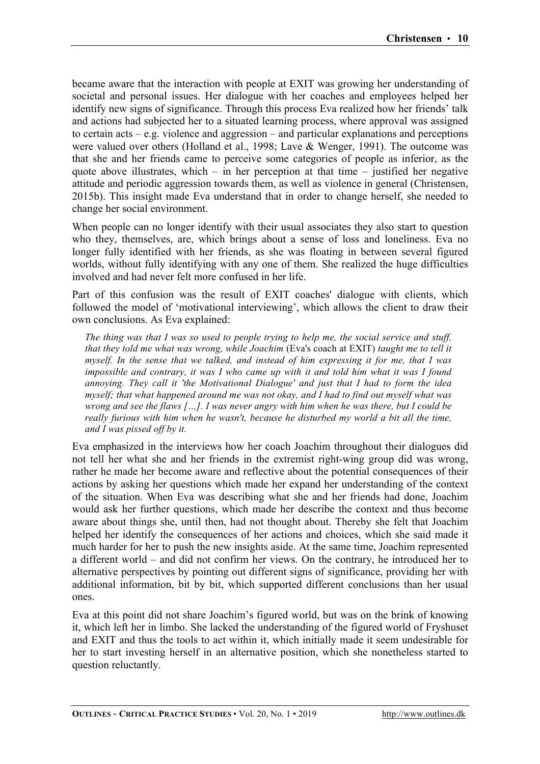became aware that the interaction with people at EXIT was growing her understanding of societal and personal issues. Her dialogue with her coaches and employees helped her identify new signs of significance. Through this process Eva realized how her friends' talk and actions had subjected her to a situated learning process, where approval was assigned to certain acts – e.g. violence and aggression – and particular explanations and perceptions were valued over others (Holland et al., 1998; Lave & Wenger, 1991). The outcome was that she and her friends came to perceive some categories of people as inferior, as the quote above illustrates, which – in her perception at that time – justified her negative attitude and periodic aggression towards them, as well as violence in general (Christensen, 2015b). This insight made Eva understand that in order to change herself, she needed to change her social environment.

When people can no longer identify with their usual associates they also start to question who they, themselves, are, which brings about a sense of loss and loneliness. Eva no longer fully identified with her friends, as she was floating in between several figured worlds, without fully identifying with any one of them. She realized the huge difficulties involved and had never felt more confused in her life.

Part of this confusion was the result of EXIT coaches' dialogue with clients, which followed the model of 'motivational interviewing', which allows the client to draw their own conclusions. As Eva explained:

> *The thing was that I was so used to people trying to help me, the social service and stuff, that they told me what was wrong, while Joachim* (Eva's coach at EXIT) *taught me to tell it myself. In the sense that we talked, and instead of him expressing it for me, that I was impossible and contrary, it was I who came up with it and told him what it was I found annoying. They call it 'the Motivational Dialogue' and just that I had to form the idea myself; that what happened around me was not okay, and I had to find out myself what was wrong and see the flaws […]. I was never angry with him when he was there, but I could be really furious with him when he wasn't, because he disturbed my world a bit all the time, and I was pissed off by it.*

Eva emphasized in the interviews how her coach Joachim throughout their dialogues did not tell her what she and her friends in the extremist right-wing group did was wrong, rather he made her become aware and reflective about the potential consequences of their actions by asking her questions which made her expand her understanding of the context of the situation. When Eva was describing what she and her friends had done, Joachim would ask her further questions, which made her describe the context and thus become aware about things she, until then, had not thought about. Thereby she felt that Joachim helped her identify the consequences of her actions and choices, which she said made it much harder for her to push the new insights aside. At the same time, Joachim represented a different world – and did not confirm her views. On the contrary, he introduced her to alternative perspectives by pointing out different signs of significance, providing her with additional information, bit by bit, which supported different conclusions than her usual ones.

Eva at this point did not share Joachim's figured world, but was on the brink of knowing it, which left her in limbo. She lacked the understanding of the figured world of Fryshuset and EXIT and thus the tools to act within it, which initially made it seem undesirable for her to start investing herself in an alternative position, which she nonetheless started to question reluctantly.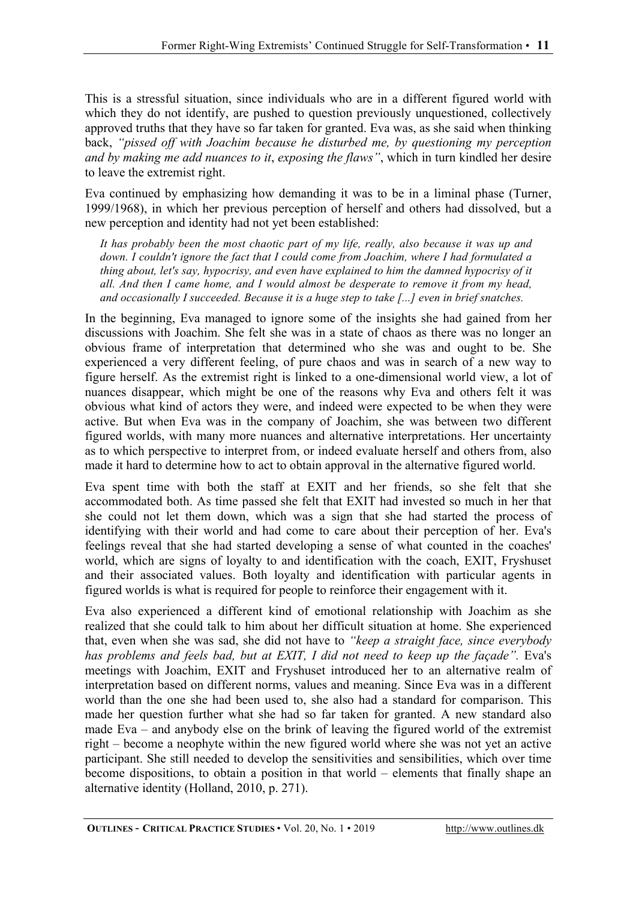This is a stressful situation, since individuals who are in a different figured world with which they do not identify, are pushed to question previously unquestioned, collectively approved truths that they have so far taken for granted. Eva was, as she said when thinking back, *"pissed off with Joachim because he disturbed me, by questioning my perception and by making me add nuances to it, exposing the flaws"*, which in turn kindled her desire to leave the extremist right.

Eva continued by emphasizing how demanding it was to be in a liminal phase (Turner, 1999/1968), in which her previous perception of herself and others had dissolved, but a new perception and identity had not yet been established:

> *It has probably been the most chaotic part of my life, really, also because it was up and down. I couldn't ignore the fact that I could come from Joachim, where I had formulated a thing about, let's say, hypocrisy, and even have explained to him the damned hypocrisy of it all. And then I came home, and I would almost be desperate to remove it from my head, and occasionally I succeeded. Because it is a huge step to take [...] even in brief snatches.*

In the beginning, Eva managed to ignore some of the insights she had gained from her discussions with Joachim. She felt she was in a state of chaos as there was no longer an obvious frame of interpretation that determined who she was and ought to be. She experienced a very different feeling, of pure chaos and was in search of a new way to figure herself. As the extremist right is linked to a one-dimensional world view, a lot of nuances disappear, which might be one of the reasons why Eva and others felt it was obvious what kind of actors they were, and indeed were expected to be when they were active. But when Eva was in the company of Joachim, she was between two different figured worlds, with many more nuances and alternative interpretations. Her uncertainty as to which perspective to interpret from, or indeed evaluate herself and others from, also made it hard to determine how to act to obtain approval in the alternative figured world.

Eva spent time with both the staff at EXIT and her friends, so she felt that she accommodated both. As time passed she felt that EXIT had invested so much in her that she could not let them down, which was a sign that she had started the process of identifying with their world and had come to care about their perception of her. Eva's feelings reveal that she had started developing a sense of what counted in the coaches' world, which are signs of loyalty to and identification with the coach, EXIT, Fryshuset and their associated values. Both loyalty and identification with particular agents in figured worlds is what is required for people to reinforce their engagement with it.

Eva also experienced a different kind of emotional relationship with Joachim as she realized that she could talk to him about her difficult situation at home. She experienced that, even when she was sad, she did not have to *"keep a straight face, since everybody has problems and feels bad, but at EXIT, I did not need to keep up the façade".* Eva's meetings with Joachim, EXIT and Fryshuset introduced her to an alternative realm of interpretation based on different norms, values and meaning. Since Eva was in a different world than the one she had been used to, she also had a standard for comparison. This made her question further what she had so far taken for granted. A new standard also made Eva – and anybody else on the brink of leaving the figured world of the extremist right – become a neophyte within the new figured world where she was not yet an active participant. She still needed to develop the sensitivities and sensibilities, which over time become dispositions, to obtain a position in that world – elements that finally shape an alternative identity (Holland, 2010, p. 271).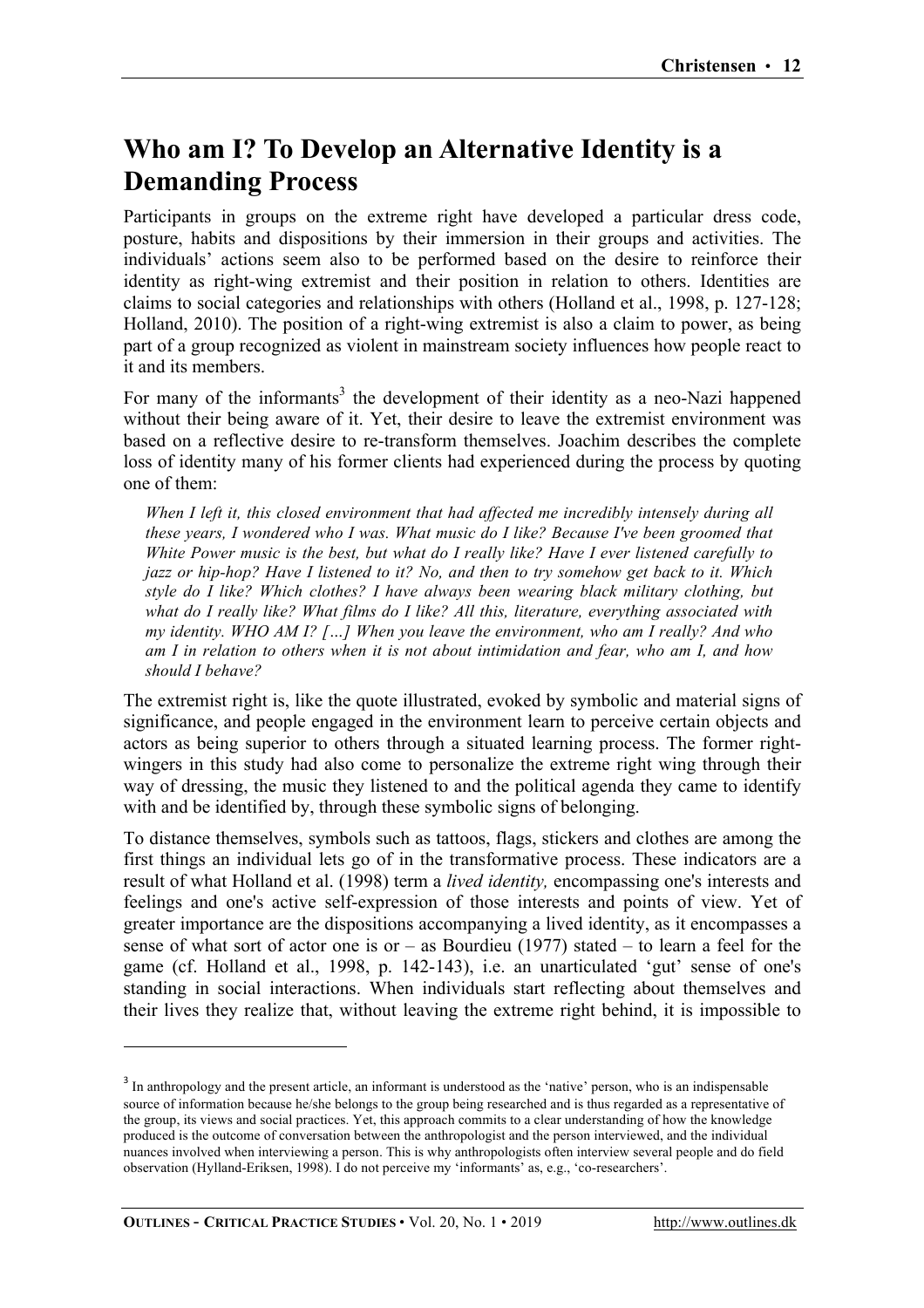## Who am I? To Develop an Alternative Identity is a Demanding Process

Participants in groups on the extreme right have developed a particular dress code, posture, habits and dispositions by their immersion in their groups and activities. The individuals' actions seem also to be performed based on the desire to reinforce their identity as right-wing extremist and their position in relation to others. Identities are claims to social categories and relationships with others (Holland et al., 1998, p. 127-128; Holland, 2010). The position of a right-wing extremist is also a claim to power, as being part of a group recognized as violent in mainstream society influences how people react to it and its members.

For many of the informants[3] the development of their identity as a neo-Nazi happened without their being aware of it. Yet, their desire to leave the extremist environment was based on a reflective desire to re-transform themselves. Joachim describes the complete loss of identity many of his former clients had experienced during the process by quoting one of them:

> *When I left it, this closed environment that had affected me incredibly intensely during all these years, I wondered who I was. What music do I like? Because I've been groomed that White Power music is the best, but what do I really like? Have I ever listened carefully to jazz or hip-hop? Have I listened to it? No, and then to try somehow get back to it. Which style do I like? Which clothes? I have always been wearing black military clothing, but what do I really like? What films do I like? All this, literature, everything associated with my identity. WHO AM I? […] When you leave the environment, who am I really? And who am I in relation to others when it is not about intimidation and fear, who am I, and how should I behave?*

The extremist right is, like the quote illustrated, evoked by symbolic and material signs of significance, and people engaged in the environment learn to perceive certain objects and actors as being superior to others through a situated learning process. The former right-wingers in this study had also come to personalize the extreme right wing through their way of dressing, the music they listened to and the political agenda they came to identify with and be identified by, through these symbolic signs of belonging.

To distance themselves, symbols such as tattoos, flags, stickers and clothes are among the first things an individual lets go of in the transformative process. These indicators are a result of what Holland et al. (1998) term a *lived identity,* encompassing one's interests and feelings and one's active self-expression of those interests and points of view. Yet of greater importance are the dispositions accompanying a lived identity, as it encompasses a sense of what sort of actor one is or – as Bourdieu (1977) stated – to learn a feel for the game (cf. Holland et al., 1998, p. 142-143), i.e. an unarticulated 'gut' sense of one's standing in social interactions. When individuals start reflecting about themselves and their lives they realize that, without leaving the extreme right behind, it is impossible to

---

[3] In anthropology and the present article, an informant is understood as the 'native' person, who is an indispensable source of information because he/she belongs to the group being researched and is thus regarded as a representative of the group, its views and social practices. Yet, this approach commits to a clear understanding of how the knowledge produced is the outcome of conversation between the anthropologist and the person interviewed, and the individual nuances involved when interviewing a person. This is why anthropologists often interview several people and do field observation (Hylland-Eriksen, 1998). I do not perceive my 'informants' as, e.g., 'co-researchers'.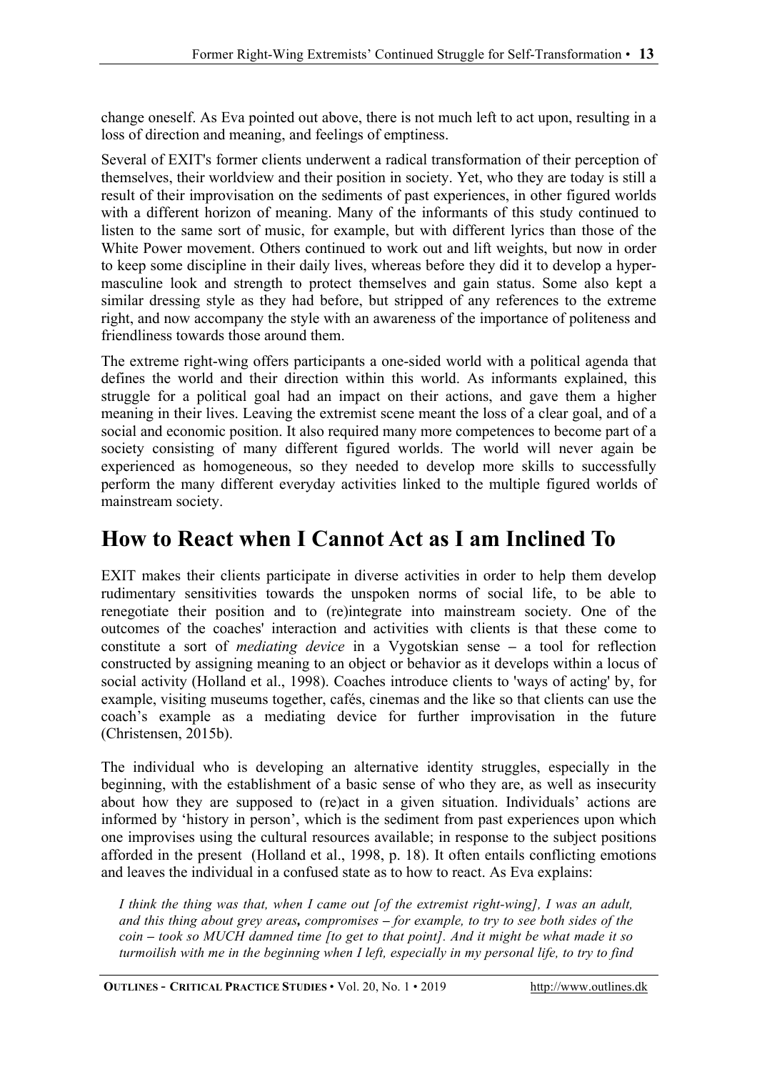change oneself. As Eva pointed out above, there is not much left to act upon, resulting in a loss of direction and meaning, and feelings of emptiness.

Several of EXIT's former clients underwent a radical transformation of their perception of themselves, their worldview and their position in society. Yet, who they are today is still a result of their improvisation on the sediments of past experiences, in other figured worlds with a different horizon of meaning. Many of the informants of this study continued to listen to the same sort of music, for example, but with different lyrics than those of the White Power movement. Others continued to work out and lift weights, but now in order to keep some discipline in their daily lives, whereas before they did it to develop a hyper-masculine look and strength to protect themselves and gain status. Some also kept a similar dressing style as they had before, but stripped of any references to the extreme right, and now accompany the style with an awareness of the importance of politeness and friendliness towards those around them.

The extreme right-wing offers participants a one-sided world with a political agenda that defines the world and their direction within this world. As informants explained, this struggle for a political goal had an impact on their actions, and gave them a higher meaning in their lives. Leaving the extremist scene meant the loss of a clear goal, and of a social and economic position. It also required many more competences to become part of a society consisting of many different figured worlds. The world will never again be experienced as homogeneous, so they needed to develop more skills to successfully perform the many different everyday activities linked to the multiple figured worlds of mainstream society.

# How to React when I Cannot Act as I am Inclined To

EXIT makes their clients participate in diverse activities in order to help them develop rudimentary sensitivities towards the unspoken norms of social life, to be able to renegotiate their position and to (re)integrate into mainstream society. One of the outcomes of the coaches' interaction and activities with clients is that these come to constitute a sort of *mediating device* in a Vygotskian sense – a tool for reflection constructed by assigning meaning to an object or behavior as it develops within a locus of social activity (Holland et al., 1998). Coaches introduce clients to 'ways of acting' by, for example, visiting museums together, cafés, cinemas and the like so that clients can use the coach's example as a mediating device for further improvisation in the future (Christensen, 2015b).

The individual who is developing an alternative identity struggles, especially in the beginning, with the establishment of a basic sense of who they are, as well as insecurity about how they are supposed to (re)act in a given situation. Individuals' actions are informed by 'history in person', which is the sediment from past experiences upon which one improvises using the cultural resources available; in response to the subject positions afforded in the present (Holland et al., 1998, p. 18). It often entails conflicting emotions and leaves the individual in a confused state as to how to react. As Eva explains:

> *I think the thing was that, when I came out [of the extremist right-wing], I was an adult, and this thing about grey areas, compromises – for example, to try to see both sides of the coin – took so MUCH damned time [to get to that point]. And it might be what made it so turmoilish with me in the beginning when I left, especially in my personal life, to try to find*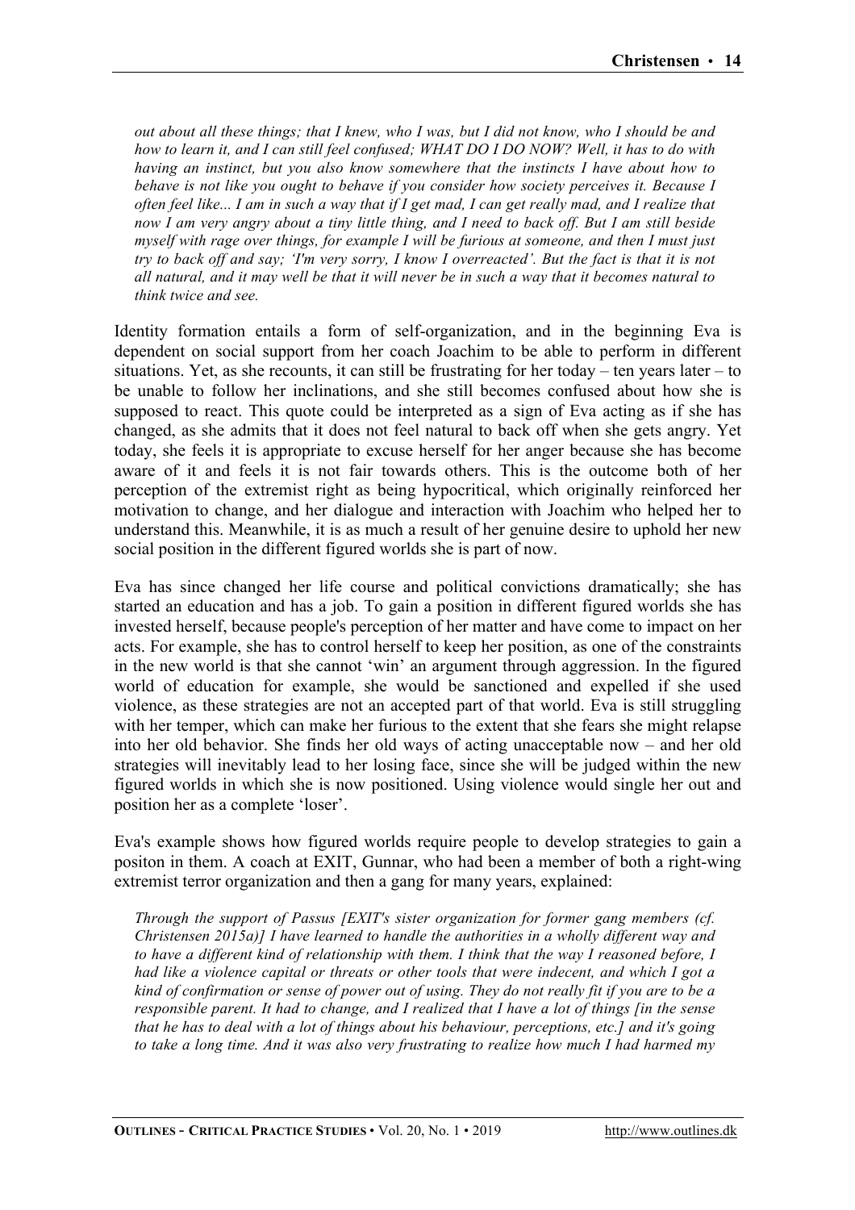*out about all these things; that I knew, who I was, but I did not know, who I should be and how to learn it, and I can still feel confused; WHAT DO I DO NOW? Well, it has to do with having an instinct, but you also know somewhere that the instincts I have about how to behave is not like you ought to behave if you consider how society perceives it. Because I often feel like... I am in such a way that if I get mad, I can get really mad, and I realize that now I am very angry about a tiny little thing, and I need to back off. But I am still beside myself with rage over things, for example I will be furious at someone, and then I must just try to back off and say; 'I'm very sorry, I know I overreacted'. But the fact is that it is not all natural, and it may well be that it will never be in such a way that it becomes natural to think twice and see.*

Identity formation entails a form of self-organization, and in the beginning Eva is dependent on social support from her coach Joachim to be able to perform in different situations. Yet, as she recounts, it can still be frustrating for her today – ten years later – to be unable to follow her inclinations, and she still becomes confused about how she is supposed to react. This quote could be interpreted as a sign of Eva acting as if she has changed, as she admits that it does not feel natural to back off when she gets angry. Yet today, she feels it is appropriate to excuse herself for her anger because she has become aware of it and feels it is not fair towards others. This is the outcome both of her perception of the extremist right as being hypocritical, which originally reinforced her motivation to change, and her dialogue and interaction with Joachim who helped her to understand this. Meanwhile, it is as much a result of her genuine desire to uphold her new social position in the different figured worlds she is part of now.

Eva has since changed her life course and political convictions dramatically; she has started an education and has a job. To gain a position in different figured worlds she has invested herself, because people's perception of her matter and have come to impact on her acts. For example, she has to control herself to keep her position, as one of the constraints in the new world is that she cannot 'win' an argument through aggression. In the figured world of education for example, she would be sanctioned and expelled if she used violence, as these strategies are not an accepted part of that world. Eva is still struggling with her temper, which can make her furious to the extent that she fears she might relapse into her old behavior. She finds her old ways of acting unacceptable now – and her old strategies will inevitably lead to her losing face, since she will be judged within the new figured worlds in which she is now positioned. Using violence would single her out and position her as a complete 'loser'.

Eva's example shows how figured worlds require people to develop strategies to gain a positon in them. A coach at EXIT, Gunnar, who had been a member of both a right-wing extremist terror organization and then a gang for many years, explained:

*Through the support of Passus [EXIT's sister organization for former gang members (cf. Christensen 2015a)] I have learned to handle the authorities in a wholly different way and to have a different kind of relationship with them. I think that the way I reasoned before, I had like a violence capital or threats or other tools that were indecent, and which I got a kind of confirmation or sense of power out of using. They do not really fit if you are to be a responsible parent. It had to change, and I realized that I have a lot of things [in the sense that he has to deal with a lot of things about his behaviour, perceptions, etc.] and it's going to take a long time. And it was also very frustrating to realize how much I had harmed my*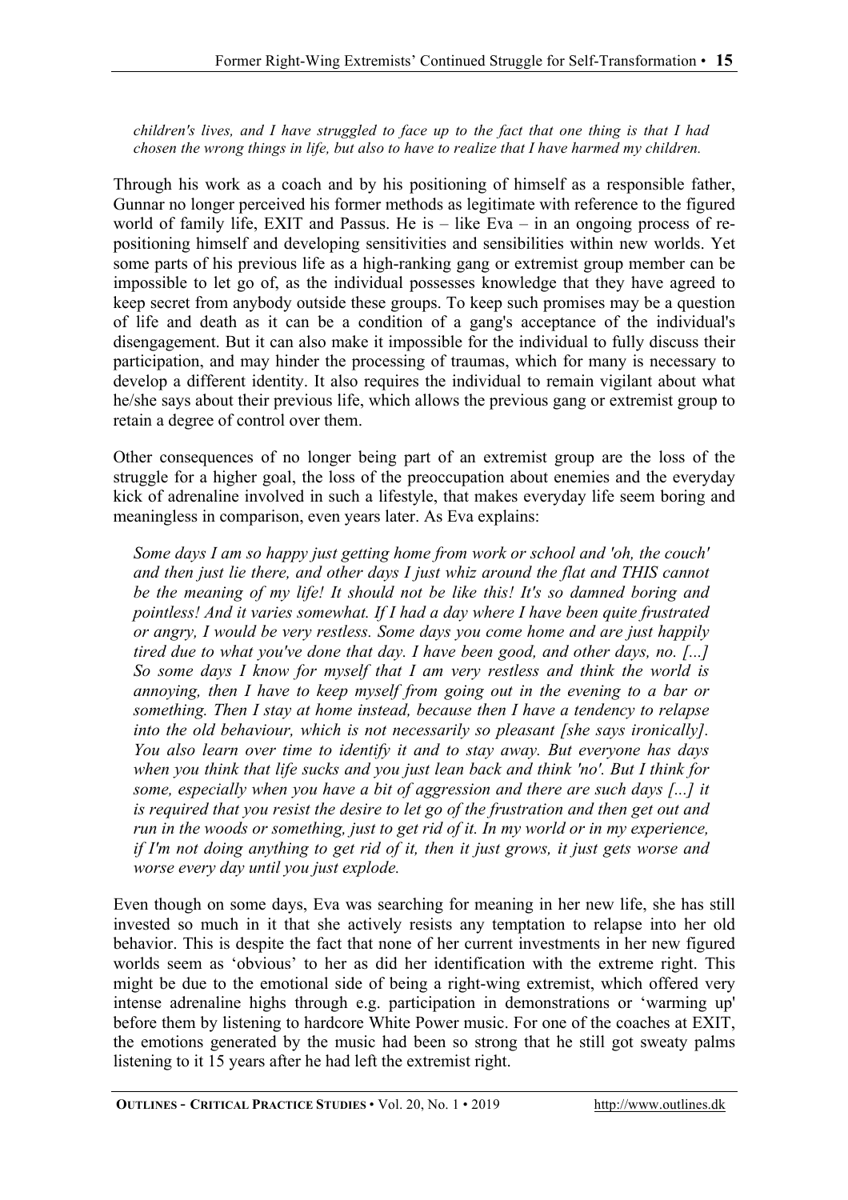*children's lives, and I have struggled to face up to the fact that one thing is that I had chosen the wrong things in life, but also to have to realize that I have harmed my children.*

Through his work as a coach and by his positioning of himself as a responsible father, Gunnar no longer perceived his former methods as legitimate with reference to the figured world of family life, EXIT and Passus. He is – like Eva – in an ongoing process of re-positioning himself and developing sensitivities and sensibilities within new worlds. Yet some parts of his previous life as a high-ranking gang or extremist group member can be impossible to let go of, as the individual possesses knowledge that they have agreed to keep secret from anybody outside these groups. To keep such promises may be a question of life and death as it can be a condition of a gang's acceptance of the individual's disengagement. But it can also make it impossible for the individual to fully discuss their participation, and may hinder the processing of traumas, which for many is necessary to develop a different identity. It also requires the individual to remain vigilant about what he/she says about their previous life, which allows the previous gang or extremist group to retain a degree of control over them.

Other consequences of no longer being part of an extremist group are the loss of the struggle for a higher goal, the loss of the preoccupation about enemies and the everyday kick of adrenaline involved in such a lifestyle, that makes everyday life seem boring and meaningless in comparison, even years later. As Eva explains:

> *Some days I am so happy just getting home from work or school and 'oh, the couch' and then just lie there, and other days I just whiz around the flat and THIS cannot be the meaning of my life! It should not be like this! It's so damned boring and pointless! And it varies somewhat. If I had a day where I have been quite frustrated or angry, I would be very restless. Some days you come home and are just happily tired due to what you've done that day. I have been good, and other days, no. [...] So some days I know for myself that I am very restless and think the world is annoying, then I have to keep myself from going out in the evening to a bar or something. Then I stay at home instead, because then I have a tendency to relapse into the old behaviour, which is not necessarily so pleasant [she says ironically]. You also learn over time to identify it and to stay away. But everyone has days when you think that life sucks and you just lean back and think 'no'. But I think for some, especially when you have a bit of aggression and there are such days [...] it is required that you resist the desire to let go of the frustration and then get out and run in the woods or something, just to get rid of it. In my world or in my experience, if I'm not doing anything to get rid of it, then it just grows, it just gets worse and worse every day until you just explode.*

Even though on some days, Eva was searching for meaning in her new life, she has still invested so much in it that she actively resists any temptation to relapse into her old behavior. This is despite the fact that none of her current investments in her new figured worlds seem as 'obvious' to her as did her identification with the extreme right. This might be due to the emotional side of being a right-wing extremist, which offered very intense adrenaline highs through e.g. participation in demonstrations or 'warming up' before them by listening to hardcore White Power music. For one of the coaches at EXIT, the emotions generated by the music had been so strong that he still got sweaty palms listening to it 15 years after he had left the extremist right.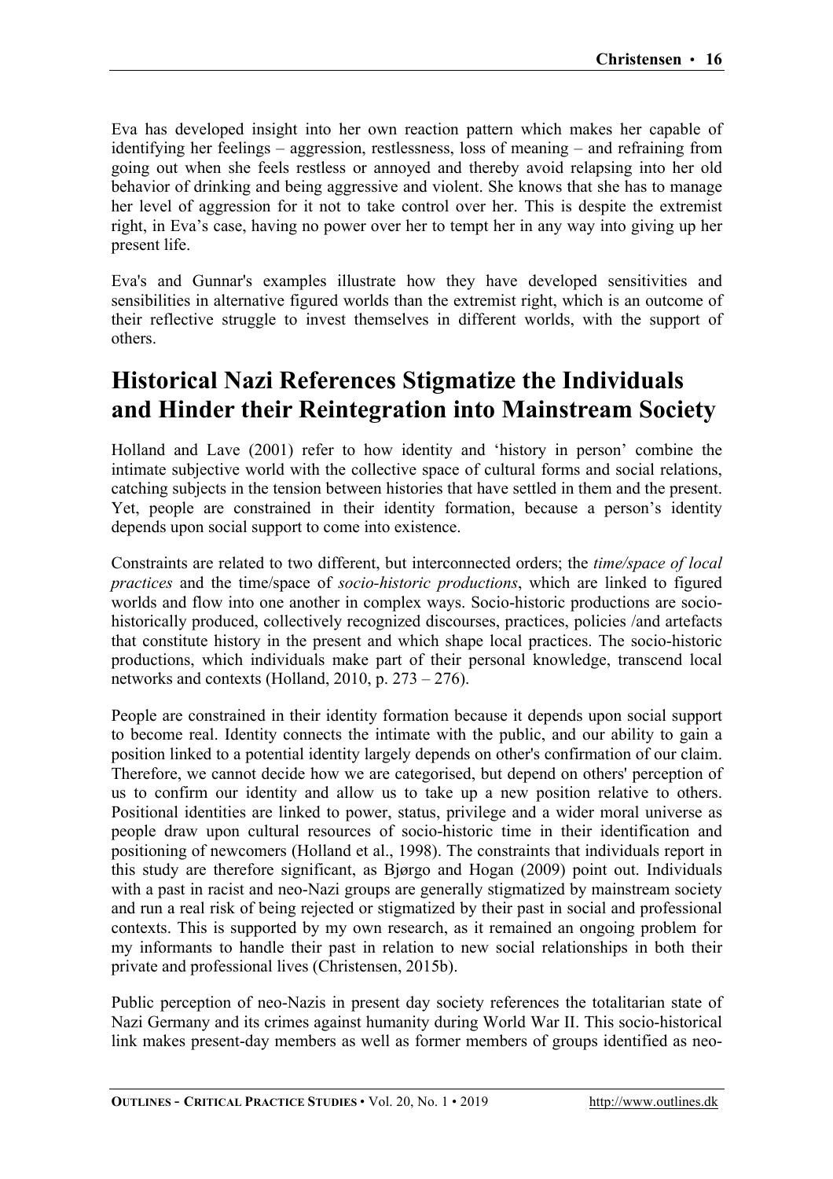Eva has developed insight into her own reaction pattern which makes her capable of identifying her feelings – aggression, restlessness, loss of meaning – and refraining from going out when she feels restless or annoyed and thereby avoid relapsing into her old behavior of drinking and being aggressive and violent. She knows that she has to manage her level of aggression for it not to take control over her. This is despite the extremist right, in Eva's case, having no power over her to tempt her in any way into giving up her present life.

Eva's and Gunnar's examples illustrate how they have developed sensitivities and sensibilities in alternative figured worlds than the extremist right, which is an outcome of their reflective struggle to invest themselves in different worlds, with the support of others.

## Historical Nazi References Stigmatize the Individuals and Hinder their Reintegration into Mainstream Society

Holland and Lave (2001) refer to how identity and 'history in person' combine the intimate subjective world with the collective space of cultural forms and social relations, catching subjects in the tension between histories that have settled in them and the present. Yet, people are constrained in their identity formation, because a person's identity depends upon social support to come into existence.

Constraints are related to two different, but interconnected orders; the *time/space of local practices* and the time/space of *socio-historic productions*, which are linked to figured worlds and flow into one another in complex ways. Socio-historic productions are socio-historically produced, collectively recognized discourses, practices, policies /and artefacts that constitute history in the present and which shape local practices. The socio-historic productions, which individuals make part of their personal knowledge, transcend local networks and contexts (Holland, 2010, p. 273 – 276).

People are constrained in their identity formation because it depends upon social support to become real. Identity connects the intimate with the public, and our ability to gain a position linked to a potential identity largely depends on other's confirmation of our claim. Therefore, we cannot decide how we are categorised, but depend on others' perception of us to confirm our identity and allow us to take up a new position relative to others. Positional identities are linked to power, status, privilege and a wider moral universe as people draw upon cultural resources of socio-historic time in their identification and positioning of newcomers (Holland et al., 1998). The constraints that individuals report in this study are therefore significant, as Bjørgo and Hogan (2009) point out. Individuals with a past in racist and neo-Nazi groups are generally stigmatized by mainstream society and run a real risk of being rejected or stigmatized by their past in social and professional contexts. This is supported by my own research, as it remained an ongoing problem for my informants to handle their past in relation to new social relationships in both their private and professional lives (Christensen, 2015b).

Public perception of neo-Nazis in present day society references the totalitarian state of Nazi Germany and its crimes against humanity during World War II. This socio-historical link makes present-day members as well as former members of groups identified as neo-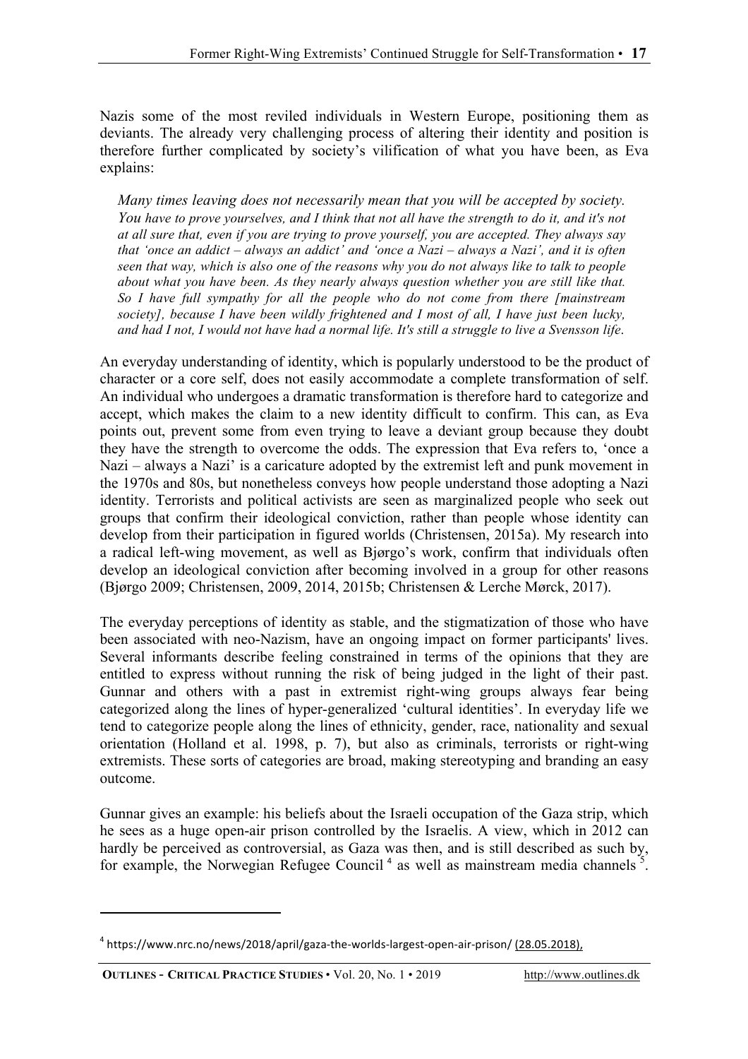Nazis some of the most reviled individuals in Western Europe, positioning them as deviants. The already very challenging process of altering their identity and position is therefore further complicated by society's vilification of what you have been, as Eva explains:

> *Many times leaving does not necessarily mean that you will be accepted by society. You have to prove yourselves, and I think that not all have the strength to do it, and it's not at all sure that, even if you are trying to prove yourself, you are accepted. They always say that 'once an addict – always an addict' and 'once a Nazi – always a Nazi', and it is often seen that way, which is also one of the reasons why you do not always like to talk to people about what you have been. As they nearly always question whether you are still like that. So I have full sympathy for all the people who do not come from there [mainstream society], because I have been wildly frightened and I most of all, I have just been lucky, and had I not, I would not have had a normal life. It's still a struggle to live a Svensson life.*

An everyday understanding of identity, which is popularly understood to be the product of character or a core self, does not easily accommodate a complete transformation of self. An individual who undergoes a dramatic transformation is therefore hard to categorize and accept, which makes the claim to a new identity difficult to confirm. This can, as Eva points out, prevent some from even trying to leave a deviant group because they doubt they have the strength to overcome the odds. The expression that Eva refers to, 'once a Nazi – always a Nazi' is a caricature adopted by the extremist left and punk movement in the 1970s and 80s, but nonetheless conveys how people understand those adopting a Nazi identity. Terrorists and political activists are seen as marginalized people who seek out groups that confirm their ideological conviction, rather than people whose identity can develop from their participation in figured worlds (Christensen, 2015a). My research into a radical left-wing movement, as well as Bjørgo's work, confirm that individuals often develop an ideological conviction after becoming involved in a group for other reasons (Bjørgo 2009; Christensen, 2009, 2014, 2015b; Christensen & Lerche Mørck, 2017).

The everyday perceptions of identity as stable, and the stigmatization of those who have been associated with neo-Nazism, have an ongoing impact on former participants' lives. Several informants describe feeling constrained in terms of the opinions that they are entitled to express without running the risk of being judged in the light of their past. Gunnar and others with a past in extremist right-wing groups always fear being categorized along the lines of hyper-generalized 'cultural identities'. In everyday life we tend to categorize people along the lines of ethnicity, gender, race, nationality and sexual orientation (Holland et al. 1998, p. 7), but also as criminals, terrorists or right-wing extremists. These sorts of categories are broad, making stereotyping and branding an easy outcome.

Gunnar gives an example: his beliefs about the Israeli occupation of the Gaza strip, which he sees as a huge open-air prison controlled by the Israelis. A view, which in 2012 can hardly be perceived as controversial, as Gaza was then, and is still described as such by, for example, the Norwegian Refugee Council [4] as well as mainstream media channels [5].

---

[4] https://www.nrc.no/news/2018/april/gaza-the-worlds-largest-open-air-prison/ (28.05.2018),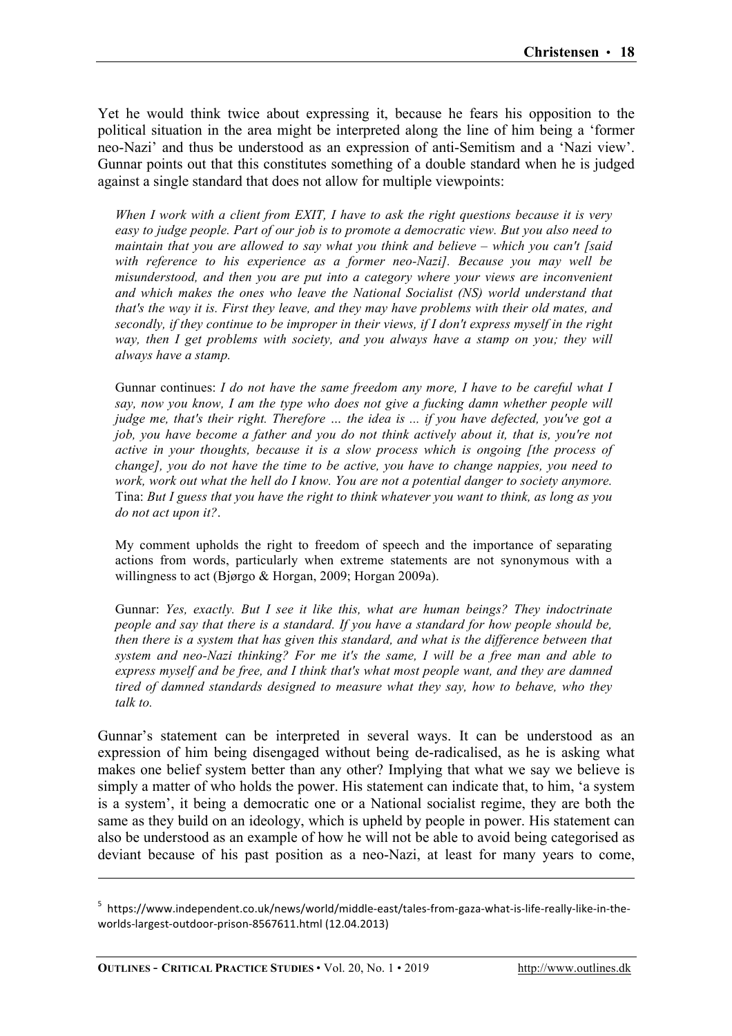Yet he would think twice about expressing it, because he fears his opposition to the political situation in the area might be interpreted along the line of him being a 'former neo-Nazi' and thus be understood as an expression of anti-Semitism and a 'Nazi view'. Gunnar points out that this constitutes something of a double standard when he is judged against a single standard that does not allow for multiple viewpoints:

> *When I work with a client from EXIT, I have to ask the right questions because it is very easy to judge people. Part of our job is to promote a democratic view. But you also need to maintain that you are allowed to say what you think and believe – which you can't [said with reference to his experience as a former neo-Nazi]. Because you may well be misunderstood, and then you are put into a category where your views are inconvenient and which makes the ones who leave the National Socialist (NS) world understand that that's the way it is. First they leave, and they may have problems with their old mates, and secondly, if they continue to be improper in their views, if I don't express myself in the right way, then I get problems with society, and you always have a stamp on you; they will always have a stamp.*
>
> Gunnar continues: *I do not have the same freedom any more, I have to be careful what I say, now you know, I am the type who does not give a fucking damn whether people will judge me, that's their right. Therefore … the idea is ... if you have defected, you've got a job, you have become a father and you do not think actively about it, that is, you're not active in your thoughts, because it is a slow process which is ongoing [the process of change], you do not have the time to be active, you have to change nappies, you need to work, work out what the hell do I know. You are not a potential danger to society anymore.* Tina: *But I guess that you have the right to think whatever you want to think, as long as you do not act upon it?*.
>
> My comment upholds the right to freedom of speech and the importance of separating actions from words, particularly when extreme statements are not synonymous with a willingness to act (Bjørgo & Horgan, 2009; Horgan 2009a).
>
> Gunnar: *Yes, exactly. But I see it like this, what are human beings? They indoctrinate people and say that there is a standard. If you have a standard for how people should be, then there is a system that has given this standard, and what is the difference between that system and neo-Nazi thinking? For me it's the same, I will be a free man and able to express myself and be free, and I think that's what most people want, and they are damned tired of damned standards designed to measure what they say, how to behave, who they talk to.*

Gunnar's statement can be interpreted in several ways. It can be understood as an expression of him being disengaged without being de-radicalised, as he is asking what makes one belief system better than any other? Implying that what we say we believe is simply a matter of who holds the power. His statement can indicate that, to him, 'a system is a system', it being a democratic one or a National socialist regime, they are both the same as they build on an ideology, which is upheld by people in power. His statement can also be understood as an example of how he will not be able to avoid being categorised as deviant because of his past position as a neo-Nazi, at least for many years to come,

---

[5] https://www.independent.co.uk/news/world/middle-east/tales-from-gaza-what-is-life-really-like-in-the-worlds-largest-outdoor-prison-8567611.html (12.04.2013)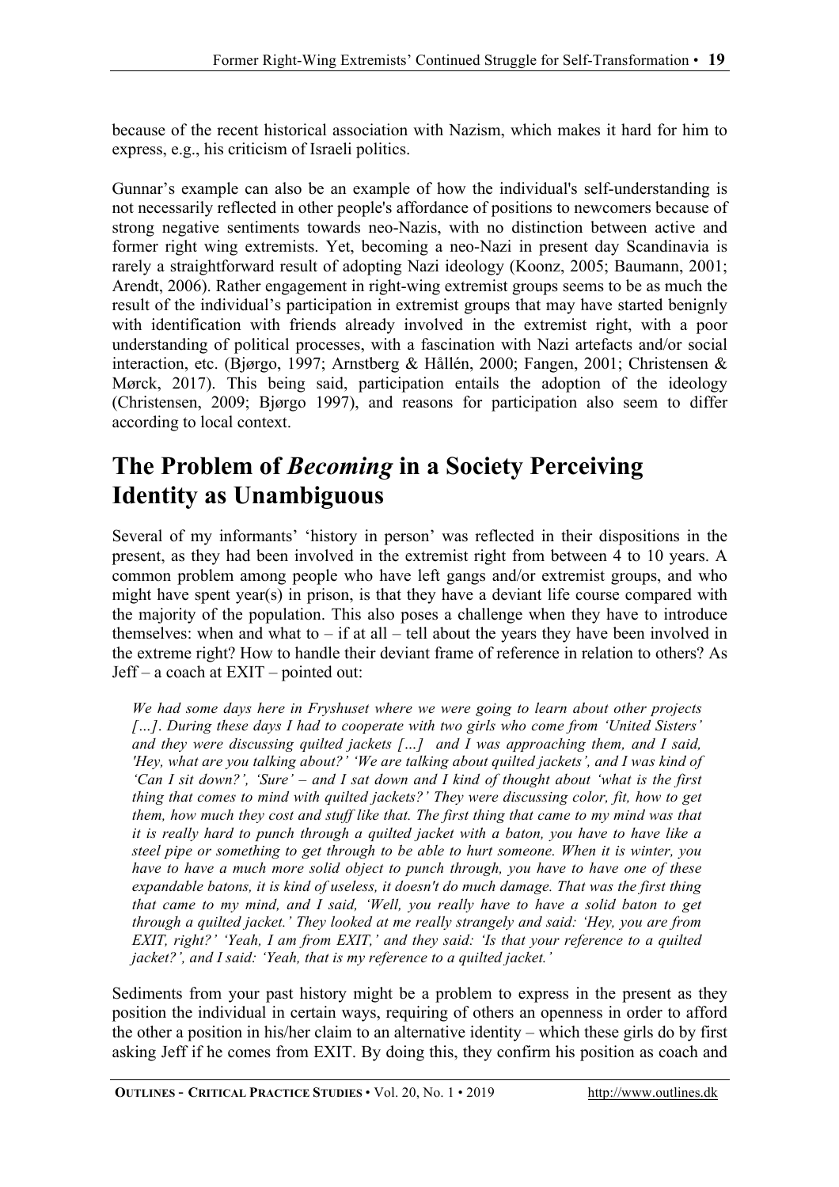because of the recent historical association with Nazism, which makes it hard for him to express, e.g., his criticism of Israeli politics.

Gunnar's example can also be an example of how the individual's self-understanding is not necessarily reflected in other people's affordance of positions to newcomers because of strong negative sentiments towards neo-Nazis, with no distinction between active and former right wing extremists. Yet, becoming a neo-Nazi in present day Scandinavia is rarely a straightforward result of adopting Nazi ideology (Koonz, 2005; Baumann, 2001; Arendt, 2006). Rather engagement in right-wing extremist groups seems to be as much the result of the individual's participation in extremist groups that may have started benignly with identification with friends already involved in the extremist right, with a poor understanding of political processes, with a fascination with Nazi artefacts and/or social interaction, etc. (Bjørgo, 1997; Arnstberg & Hållén, 2000; Fangen, 2001; Christensen & Mørck, 2017). This being said, participation entails the adoption of the ideology (Christensen, 2009; Bjørgo 1997), and reasons for participation also seem to differ according to local context.

# The Problem of *Becoming* in a Society Perceiving Identity as Unambiguous

Several of my informants' 'history in person' was reflected in their dispositions in the present, as they had been involved in the extremist right from between 4 to 10 years. A common problem among people who have left gangs and/or extremist groups, and who might have spent year(s) in prison, is that they have a deviant life course compared with the majority of the population. This also poses a challenge when they have to introduce themselves: when and what to – if at all – tell about the years they have been involved in the extreme right? How to handle their deviant frame of reference in relation to others? As Jeff – a coach at EXIT – pointed out:

> *We had some days here in Fryshuset where we were going to learn about other projects […]. During these days I had to cooperate with two girls who come from 'United Sisters' and they were discussing quilted jackets […] and I was approaching them, and I said, 'Hey, what are you talking about?' 'We are talking about quilted jackets', and I was kind of 'Can I sit down?', 'Sure' – and I sat down and I kind of thought about 'what is the first thing that comes to mind with quilted jackets?' They were discussing color, fit, how to get them, how much they cost and stuff like that. The first thing that came to my mind was that it is really hard to punch through a quilted jacket with a baton, you have to have like a steel pipe or something to get through to be able to hurt someone. When it is winter, you have to have a much more solid object to punch through, you have to have one of these expandable batons, it is kind of useless, it doesn't do much damage. That was the first thing that came to my mind, and I said, 'Well, you really have to have a solid baton to get through a quilted jacket.' They looked at me really strangely and said: 'Hey, you are from EXIT, right?' 'Yeah, I am from EXIT,' and they said: 'Is that your reference to a quilted jacket?', and I said: 'Yeah, that is my reference to a quilted jacket.'*

Sediments from your past history might be a problem to express in the present as they position the individual in certain ways, requiring of others an openness in order to afford the other a position in his/her claim to an alternative identity – which these girls do by first asking Jeff if he comes from EXIT. By doing this, they confirm his position as coach and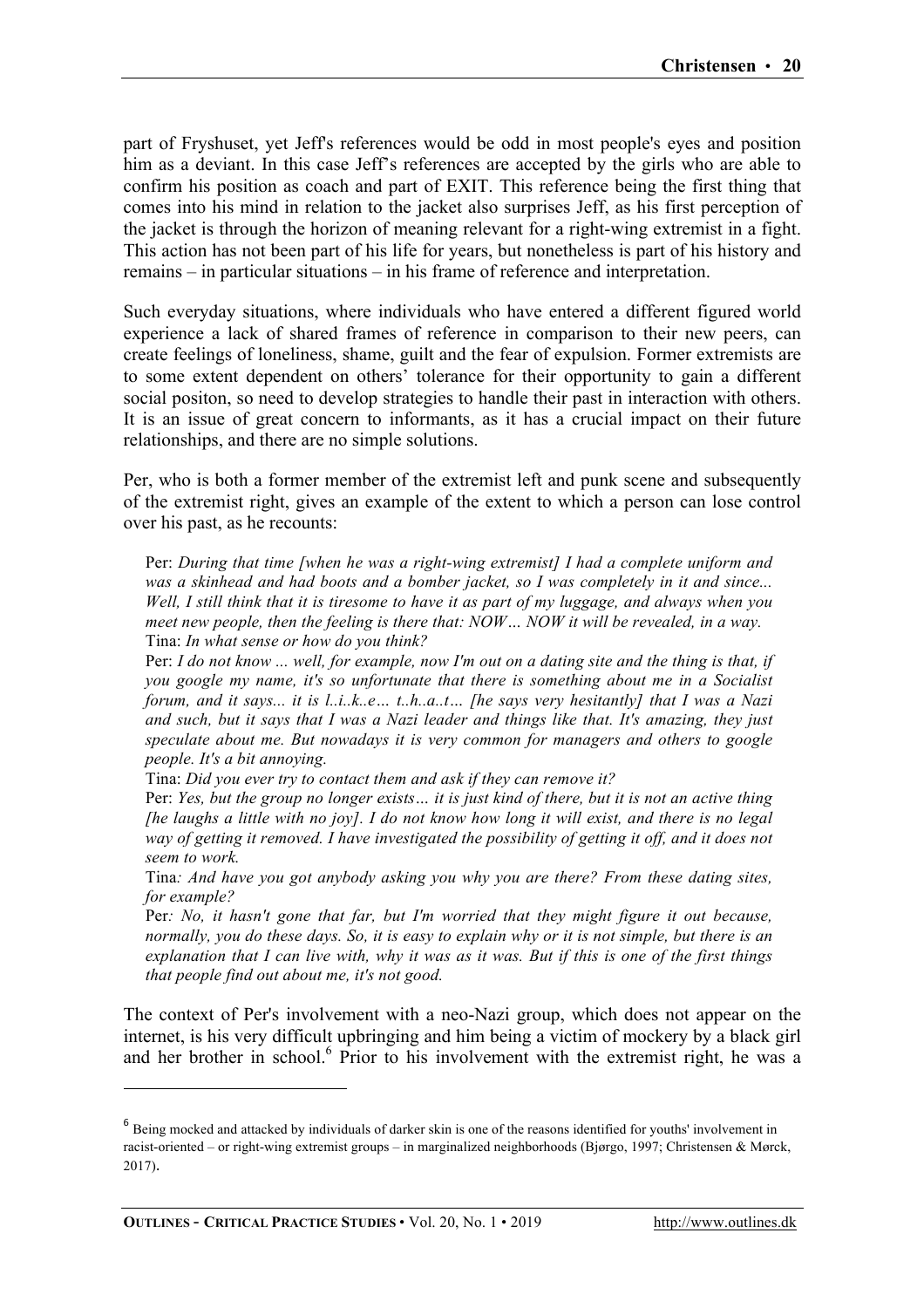part of Fryshuset, yet Jeff's references would be odd in most people's eyes and position him as a deviant. In this case Jeff's references are accepted by the girls who are able to confirm his position as coach and part of EXIT. This reference being the first thing that comes into his mind in relation to the jacket also surprises Jeff, as his first perception of the jacket is through the horizon of meaning relevant for a right-wing extremist in a fight. This action has not been part of his life for years, but nonetheless is part of his history and remains – in particular situations – in his frame of reference and interpretation.

Such everyday situations, where individuals who have entered a different figured world experience a lack of shared frames of reference in comparison to their new peers, can create feelings of loneliness, shame, guilt and the fear of expulsion. Former extremists are to some extent dependent on others' tolerance for their opportunity to gain a different social positon, so need to develop strategies to handle their past in interaction with others. It is an issue of great concern to informants, as it has a crucial impact on their future relationships, and there are no simple solutions.

Per, who is both a former member of the extremist left and punk scene and subsequently of the extremist right, gives an example of the extent to which a person can lose control over his past, as he recounts:

> Per: *During that time [when he was a right-wing extremist] I had a complete uniform and was a skinhead and had boots and a bomber jacket, so I was completely in it and since... Well, I still think that it is tiresome to have it as part of my luggage, and always when you meet new people, then the feeling is there that: NOW… NOW it will be revealed, in a way.*
>
> Tina: *In what sense or how do you think?*
>
> Per: *I do not know ... well, for example, now I'm out on a dating site and the thing is that, if you google my name, it's so unfortunate that there is something about me in a Socialist forum, and it says... it is l..i..k..e… t..h..a..t… [he says very hesitantly] that I was a Nazi and such, but it says that I was a Nazi leader and things like that. It's amazing, they just speculate about me. But nowadays it is very common for managers and others to google people. It's a bit annoying.*
>
> Tina: *Did you ever try to contact them and ask if they can remove it?*
>
> Per: *Yes, but the group no longer exists… it is just kind of there, but it is not an active thing [he laughs a little with no joy]. I do not know how long it will exist, and there is no legal way of getting it removed. I have investigated the possibility of getting it off, and it does not seem to work.*
>
> Tina*: And have you got anybody asking you why you are there? From these dating sites, for example?*
>
> Per*: No, it hasn't gone that far, but I'm worried that they might figure it out because, normally, you do these days. So, it is easy to explain why or it is not simple, but there is an explanation that I can live with, why it was as it was. But if this is one of the first things that people find out about me, it's not good.*

The context of Per's involvement with a neo-Nazi group, which does not appear on the internet, is his very difficult upbringing and him being a victim of mockery by a black girl and her brother in school.[6] Prior to his involvement with the extremist right, he was a

[6] Being mocked and attacked by individuals of darker skin is one of the reasons identified for youths' involvement in racist-oriented – or right-wing extremist groups – in marginalized neighborhoods (Bjørgo, 1997; Christensen & Mørck, 2017).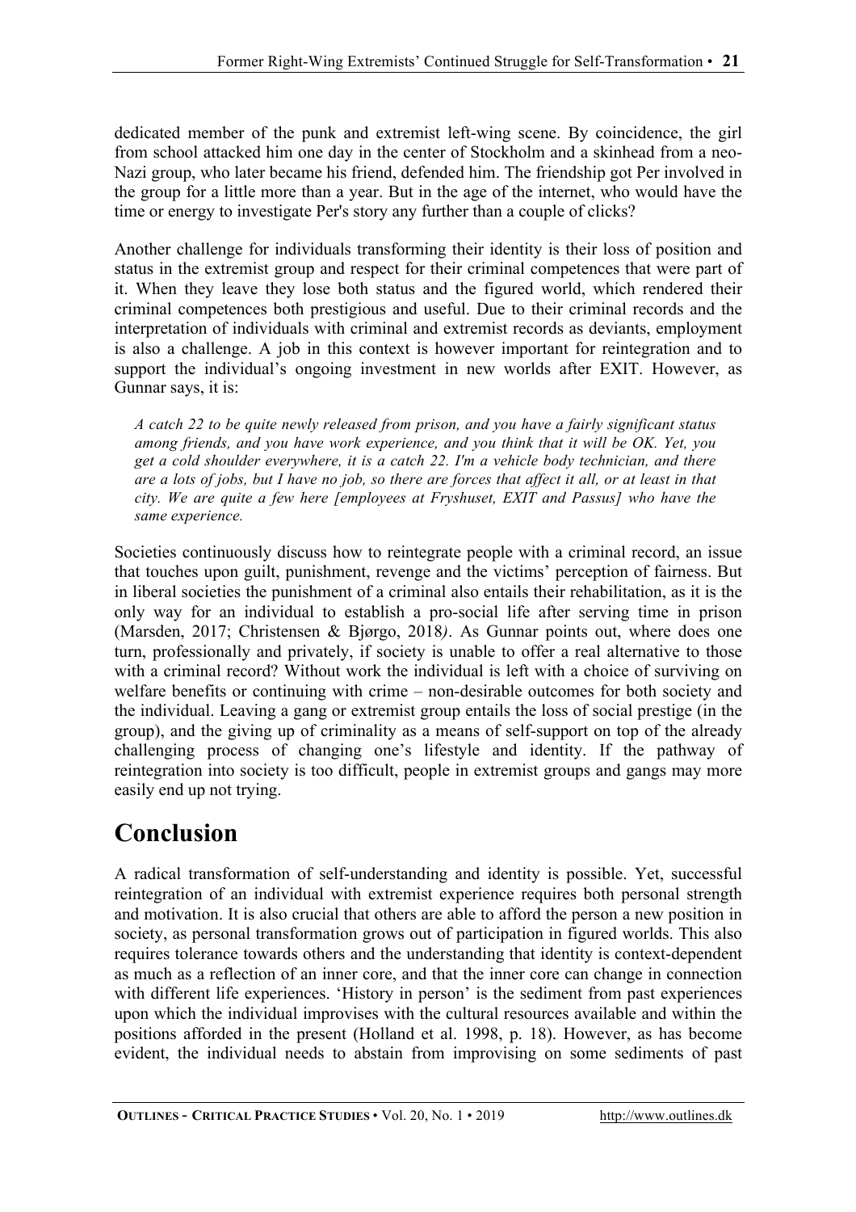dedicated member of the punk and extremist left-wing scene. By coincidence, the girl from school attacked him one day in the center of Stockholm and a skinhead from a neo-Nazi group, who later became his friend, defended him. The friendship got Per involved in the group for a little more than a year. But in the age of the internet, who would have the time or energy to investigate Per's story any further than a couple of clicks?

Another challenge for individuals transforming their identity is their loss of position and status in the extremist group and respect for their criminal competences that were part of it. When they leave they lose both status and the figured world, which rendered their criminal competences both prestigious and useful. Due to their criminal records and the interpretation of individuals with criminal and extremist records as deviants, employment is also a challenge. A job in this context is however important for reintegration and to support the individual's ongoing investment in new worlds after EXIT. However, as Gunnar says, it is:

> *A catch 22 to be quite newly released from prison, and you have a fairly significant status among friends, and you have work experience, and you think that it will be OK. Yet, you get a cold shoulder everywhere, it is a catch 22. I'm a vehicle body technician, and there are a lots of jobs, but I have no job, so there are forces that affect it all, or at least in that city. We are quite a few here [employees at Fryshuset, EXIT and Passus] who have the same experience.*

Societies continuously discuss how to reintegrate people with a criminal record, an issue that touches upon guilt, punishment, revenge and the victims' perception of fairness. But in liberal societies the punishment of a criminal also entails their rehabilitation, as it is the only way for an individual to establish a pro-social life after serving time in prison (Marsden, 2017; Christensen & Bjørgo, 2018*)*. As Gunnar points out, where does one turn, professionally and privately, if society is unable to offer a real alternative to those with a criminal record? Without work the individual is left with a choice of surviving on welfare benefits or continuing with crime – non-desirable outcomes for both society and the individual. Leaving a gang or extremist group entails the loss of social prestige (in the group), and the giving up of criminality as a means of self-support on top of the already challenging process of changing one's lifestyle and identity. If the pathway of reintegration into society is too difficult, people in extremist groups and gangs may more easily end up not trying.

# Conclusion

A radical transformation of self-understanding and identity is possible. Yet, successful reintegration of an individual with extremist experience requires both personal strength and motivation. It is also crucial that others are able to afford the person a new position in society, as personal transformation grows out of participation in figured worlds. This also requires tolerance towards others and the understanding that identity is context-dependent as much as a reflection of an inner core, and that the inner core can change in connection with different life experiences. 'History in person' is the sediment from past experiences upon which the individual improvises with the cultural resources available and within the positions afforded in the present (Holland et al. 1998, p. 18). However, as has become evident, the individual needs to abstain from improvising on some sediments of past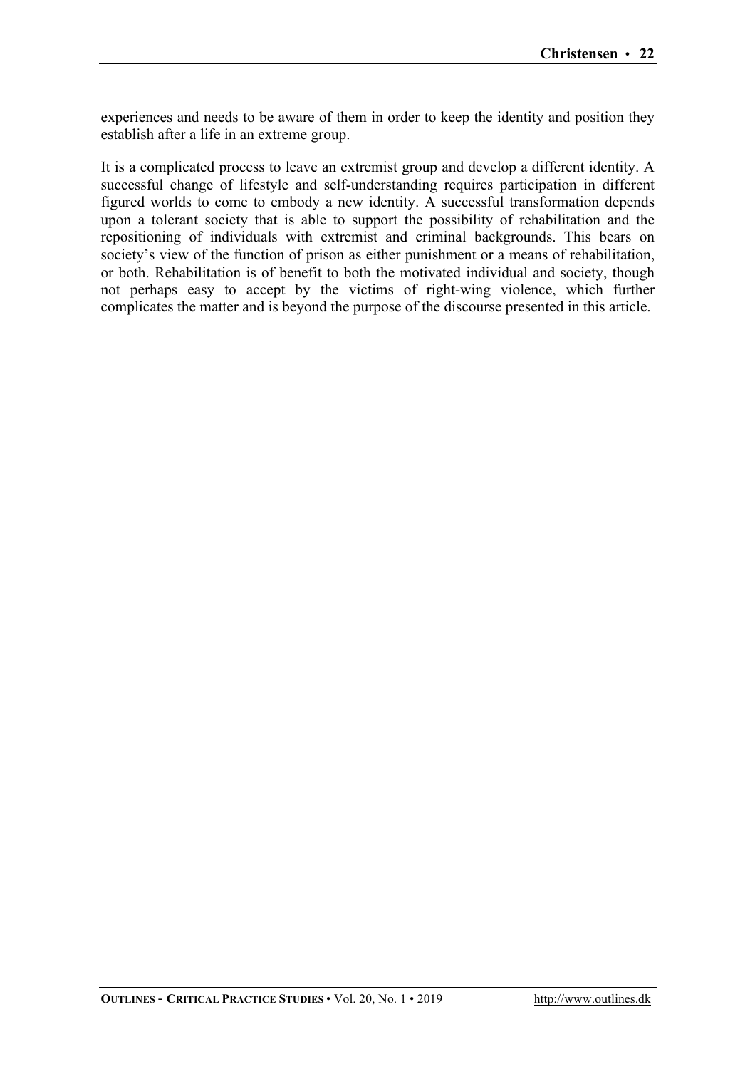experiences and needs to be aware of them in order to keep the identity and position they establish after a life in an extreme group.

It is a complicated process to leave an extremist group and develop a different identity. A successful change of lifestyle and self-understanding requires participation in different figured worlds to come to embody a new identity. A successful transformation depends upon a tolerant society that is able to support the possibility of rehabilitation and the repositioning of individuals with extremist and criminal backgrounds. This bears on society's view of the function of prison as either punishment or a means of rehabilitation, or both. Rehabilitation is of benefit to both the motivated individual and society, though not perhaps easy to accept by the victims of right-wing violence, which further complicates the matter and is beyond the purpose of the discourse presented in this article.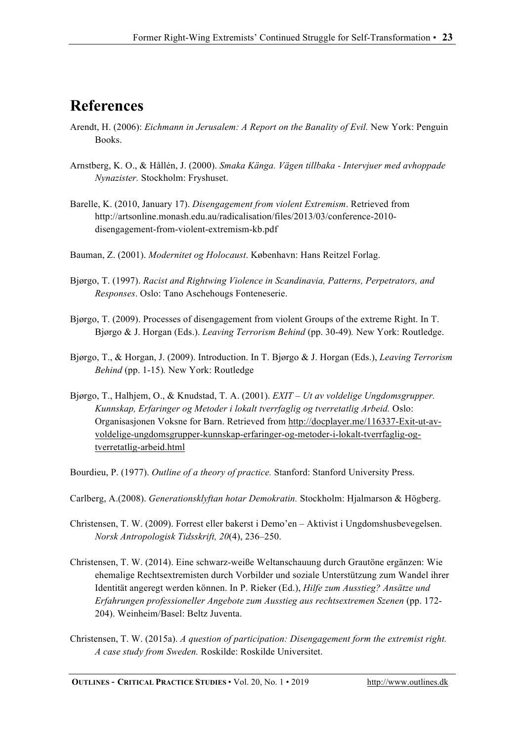# References

Arendt, H. (2006): *Eichmann in Jerusalem: A Report on the Banality of Evil.* New York: Penguin Books.

Arnstberg, K. O., & Hållén, J. (2000). *Smaka Känga. Vägen tillbaka - Intervjuer med avhoppade Nynazister.* Stockholm: Fryshuset.

Barelle, K. (2010, January 17). *Disengagement from violent Extremism*. Retrieved from http://artsonline.monash.edu.au/radicalisation/files/2013/03/conference-2010-disengagement-from-violent-extremism-kb.pdf

Bauman, Z. (2001). *Modernitet og Holocaust*. København: Hans Reitzel Forlag.

Bjørgo, T. (1997). *Racist and Rightwing Violence in Scandinavia, Patterns, Perpetrators, and Responses*. Oslo: Tano Aschehougs Fonteneserie.

Bjørgo, T. (2009). Processes of disengagement from violent Groups of the extreme Right. In T. Bjørgo & J. Horgan (Eds.). *Leaving Terrorism Behind* (pp. 30-49)*.* New York: Routledge.

Bjørgo, T., & Horgan, J. (2009). Introduction. In T. Bjørgo & J. Horgan (Eds.), *Leaving Terrorism Behind* (pp. 1-15)*.* New York: Routledge

Bjørgo, T., Halhjem, O., & Knudstad, T. A. (2001). *EXIT – Ut av voldelige Ungdomsgrupper. Kunnskap, Erfaringer og Metoder i lokalt tverrfaglig og tverretatlig Arbeid.* Oslo: Organisasjonen Voksne for Barn. Retrieved from http://docplayer.me/116337-Exit-ut-av-voldelige-ungdomsgrupper-kunnskap-erfaringer-og-metoder-i-lokalt-tverrfaglig-og-tverretatlig-arbeid.html

Bourdieu, P. (1977). *Outline of a theory of practice.* Stanford: Stanford University Press.

Carlberg, A.(2008). *Generationsklyftan hotar Demokratin.* Stockholm: Hjalmarson & Högberg.

Christensen, T. W. (2009). Forrest eller bakerst i Demo'en – Aktivist i Ungdomshusbevegelsen. *Norsk Antropologisk Tidsskrift, 20*(4), 236–250.

Christensen, T. W. (2014). Eine schwarz-weiße Weltanschauung durch Grautöne ergänzen: Wie ehemalige Rechtsextremisten durch Vorbilder und soziale Unterstützung zum Wandel ihrer Identität angeregt werden können. In P. Rieker (Ed.), *Hilfe zum Ausstieg? Ansätze und Erfahrungen professioneller Angebote zum Ausstieg aus rechtsextremen Szenen* (pp. 172-204). Weinheim/Basel: Beltz Juventa.

Christensen, T. W. (2015a). *A question of participation: Disengagement form the extremist right. A case study from Sweden.* Roskilde: Roskilde Universitet.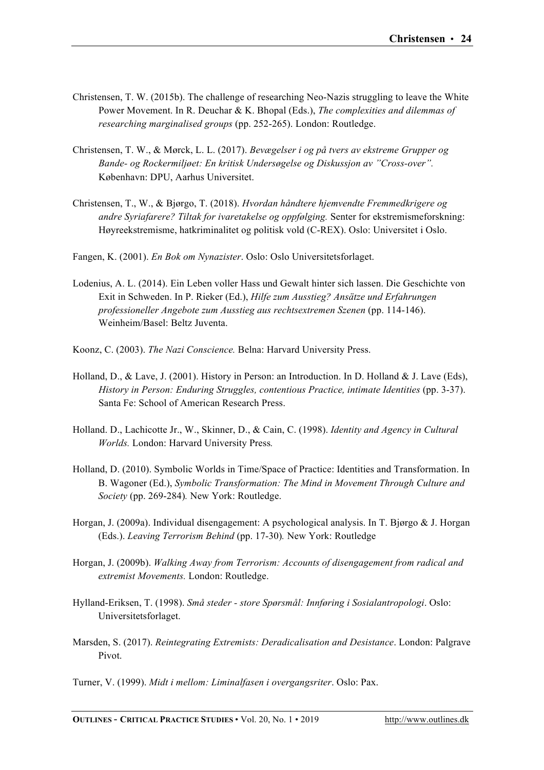Christensen, T. W. (2015b). The challenge of researching Neo-Nazis struggling to leave the White Power Movement. In R. Deuchar & K. Bhopal (Eds.), *The complexities and dilemmas of researching marginalised groups* (pp. 252-265). London: Routledge.

Christensen, T. W., & Mørck, L. L. (2017). *Bevægelser i og på tvers av ekstreme Grupper og Bande- og Rockermiljøet: En kritisk Undersøgelse og Diskussjon av "Cross-over".* København: DPU, Aarhus Universitet.

Christensen, T., W., & Bjørgo, T. (2018). *Hvordan håndtere hjemvendte Fremmedkrigere og andre Syriafarere? Tiltak for ivaretakelse og oppfølging.* Senter for ekstremismeforskning: Høyreekstremisme, hatkriminalitet og politisk vold (C-REX). Oslo: Universitet i Oslo.

Fangen, K. (2001). *En Bok om Nynazister*. Oslo: Oslo Universitetsforlaget.

Lodenius, A. L. (2014). Ein Leben voller Hass und Gewalt hinter sich lassen. Die Geschichte von Exit in Schweden. In P. Rieker (Ed.), *Hilfe zum Ausstieg? Ansätze und Erfahrungen professioneller Angebote zum Ausstieg aus rechtsextremen Szenen* (pp. 114-146). Weinheim/Basel: Beltz Juventa.

Koonz, C. (2003). *The Nazi Conscience.* Belna: Harvard University Press.

Holland, D., & Lave, J. (2001). History in Person: an Introduction. In D. Holland & J. Lave (Eds), *History in Person: Enduring Struggles, contentious Practice, intimate Identities* (pp. 3-37). Santa Fe: School of American Research Press.

Holland. D., Lachicotte Jr., W., Skinner, D., & Cain, C. (1998). *Identity and Agency in Cultural Worlds.* London: Harvard University Press*.*

Holland, D. (2010). Symbolic Worlds in Time/Space of Practice: Identities and Transformation. In B. Wagoner (Ed.), *Symbolic Transformation: The Mind in Movement Through Culture and Society* (pp. 269-284)*.* New York: Routledge.

Horgan, J. (2009a). Individual disengagement: A psychological analysis. In T. Bjørgo & J. Horgan (Eds.). *Leaving Terrorism Behind* (pp. 17-30)*.* New York: Routledge

Horgan, J. (2009b). *Walking Away from Terrorism: Accounts of disengagement from radical and extremist Movements.* London: Routledge.

Hylland-Eriksen, T. (1998). *Små steder - store Spørsmål: Innføring i Sosialantropologi*. Oslo: Universitetsforlaget.

Marsden, S. (2017). *Reintegrating Extremists: Deradicalisation and Desistance*. London: Palgrave Pivot.

Turner, V. (1999). *Midt i mellom: Liminalfasen i overgangsriter*. Oslo: Pax.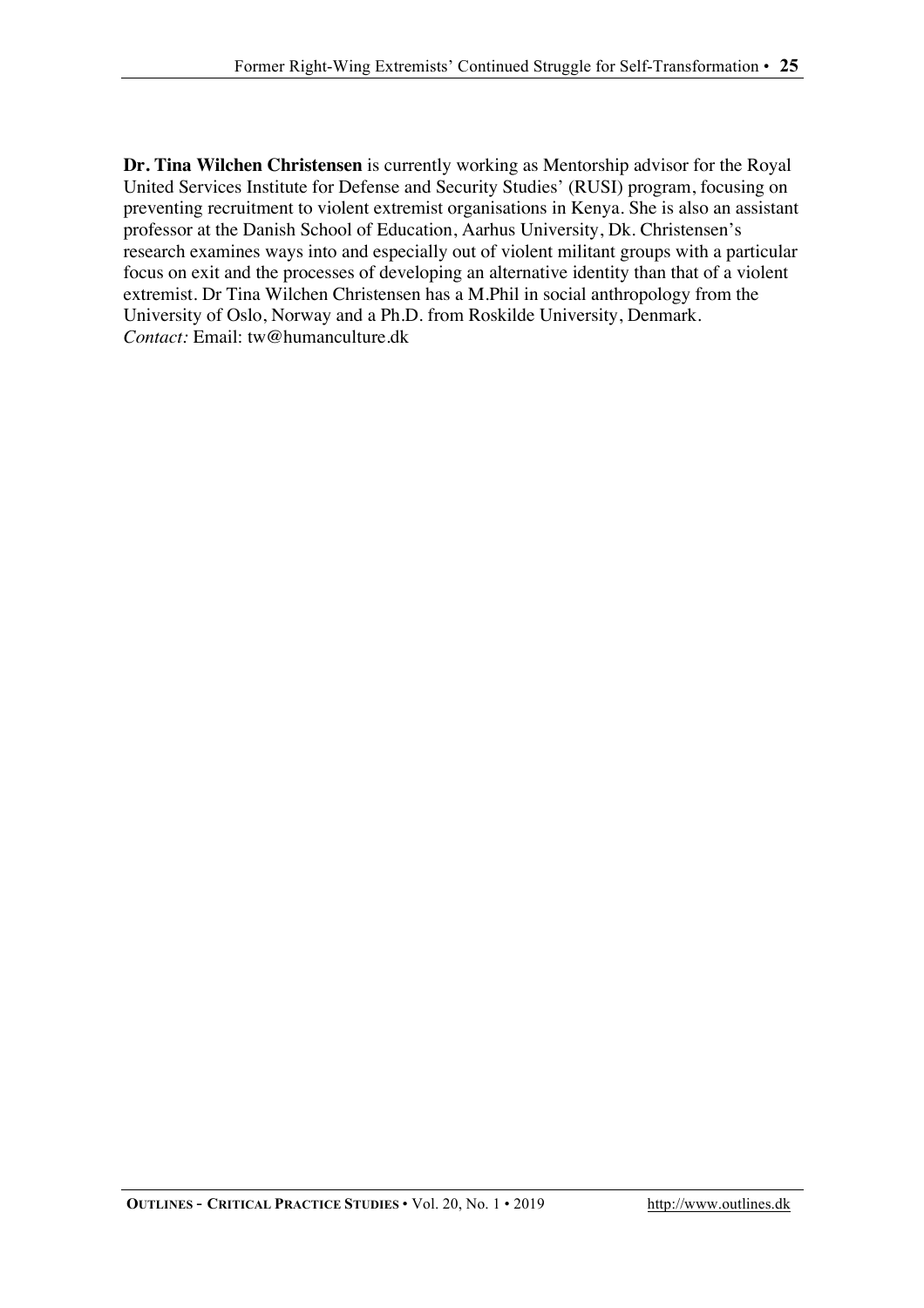**Dr. Tina Wilchen Christensen** is currently working as Mentorship advisor for the Royal United Services Institute for Defense and Security Studies' (RUSI) program, focusing on preventing recruitment to violent extremist organisations in Kenya. She is also an assistant professor at the Danish School of Education, Aarhus University, Dk. Christensen's research examines ways into and especially out of violent militant groups with a particular focus on exit and the processes of developing an alternative identity than that of a violent extremist. Dr Tina Wilchen Christensen has a M.Phil in social anthropology from the University of Oslo, Norway and a Ph.D. from Roskilde University, Denmark.
*Contact:* Email: tw@humanculture.dk